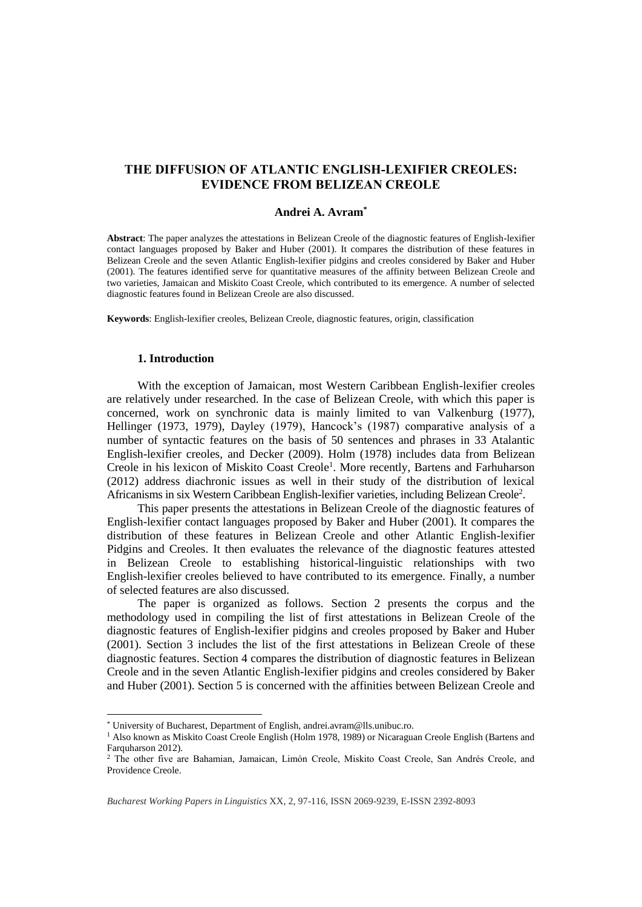# THE DIFFUSION OF ATLANTIC ENGLISH-LEXIFIER CREOLES: EVIDENCE FROM BELIZEAN CREOLE

**Andrei A. Avram**[*]

**Abstract**: The paper analyzes the attestations in Belizean Creole of the diagnostic features of English-lexifier contact languages proposed by Baker and Huber (2001). It compares the distribution of these features in Belizean Creole and the seven Atlantic English-lexifier pidgins and creoles considered by Baker and Huber (2001). The features identified serve for quantitative measures of the affinity between Belizean Creole and two varieties, Jamaican and Miskito Coast Creole, which contributed to its emergence. A number of selected diagnostic features found in Belizean Creole are also discussed.

**Keywords**: English-lexifier creoles, Belizean Creole, diagnostic features, origin, classification

## 1. Introduction

With the exception of Jamaican, most Western Caribbean English-lexifier creoles are relatively under researched. In the case of Belizean Creole, with which this paper is concerned, work on synchronic data is mainly limited to van Valkenburg (1977), Hellinger (1973, 1979), Dayley (1979), Hancock's (1987) comparative analysis of a number of syntactic features on the basis of 50 sentences and phrases in 33 Atalantic English-lexifier creoles, and Decker (2009). Holm (1978) includes data from Belizean Creole in his lexicon of Miskito Coast Creole[1]. More recently, Bartens and Farhuharson (2012) address diachronic issues as well in their study of the distribution of lexical Africanisms in six Western Caribbean English-lexifier varieties, including Belizean Creole[2].

This paper presents the attestations in Belizean Creole of the diagnostic features of English-lexifier contact languages proposed by Baker and Huber (2001). It compares the distribution of these features in Belizean Creole and other Atlantic English-lexifier Pidgins and Creoles. It then evaluates the relevance of the diagnostic features attested in Belizean Creole to establishing historical-linguistic relationships with two English-lexifier creoles believed to have contributed to its emergence. Finally, a number of selected features are also discussed.

The paper is organized as follows. Section 2 presents the corpus and the methodology used in compiling the list of first attestations in Belizean Creole of the diagnostic features of English-lexifier pidgins and creoles proposed by Baker and Huber (2001). Section 3 includes the list of the first attestations in Belizean Creole of these diagnostic features. Section 4 compares the distribution of diagnostic features in Belizean Creole and in the seven Atlantic English-lexifier pidgins and creoles considered by Baker and Huber (2001). Section 5 is concerned with the affinities between Belizean Creole and

---

[*] University of Bucharest, Department of English, andrei.avram@lls.unibuc.ro.

[1] Also known as Miskito Coast Creole English (Holm 1978, 1989) or Nicaraguan Creole English (Bartens and Farquharson 2012).

[2] The other five are Bahamian, Jamaican, Limón Creole, Miskito Coast Creole, San Andrés Creole, and Providence Creole.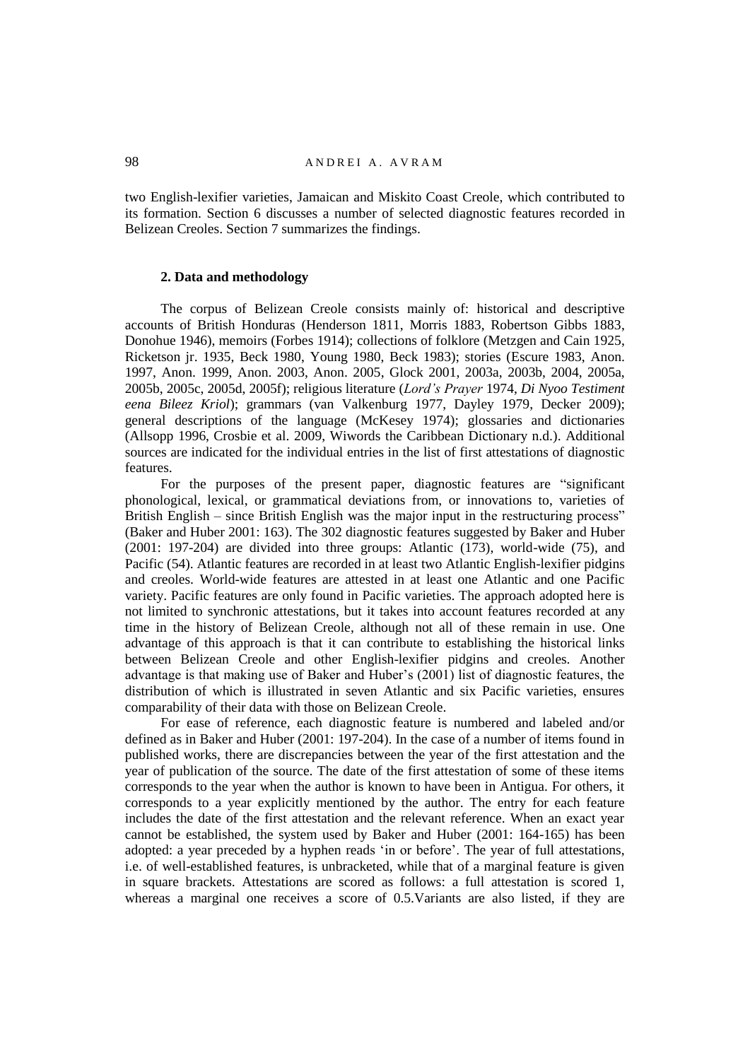two English-lexifier varieties, Jamaican and Miskito Coast Creole, which contributed to its formation. Section 6 discusses a number of selected diagnostic features recorded in Belizean Creoles. Section 7 summarizes the findings.

### 2. Data and methodology

The corpus of Belizean Creole consists mainly of: historical and descriptive accounts of British Honduras (Henderson 1811, Morris 1883, Robertson Gibbs 1883, Donohue 1946), memoirs (Forbes 1914); collections of folklore (Metzgen and Cain 1925, Ricketson jr. 1935, Beck 1980, Young 1980, Beck 1983); stories (Escure 1983, Anon. 1997, Anon. 1999, Anon. 2003, Anon. 2005, Glock 2001, 2003a, 2003b, 2004, 2005a, 2005b, 2005c, 2005d, 2005f); religious literature (*Lord's Prayer* 1974, *Di Nyoo Testiment eena Bileez Kriol*); grammars (van Valkenburg 1977, Dayley 1979, Decker 2009); general descriptions of the language (McKesey 1974); glossaries and dictionaries (Allsopp 1996, Crosbie et al. 2009, Wiwords the Caribbean Dictionary n.d.). Additional sources are indicated for the individual entries in the list of first attestations of diagnostic features.

For the purposes of the present paper, diagnostic features are "significant phonological, lexical, or grammatical deviations from, or innovations to, varieties of British English – since British English was the major input in the restructuring process" (Baker and Huber 2001: 163). The 302 diagnostic features suggested by Baker and Huber (2001: 197-204) are divided into three groups: Atlantic (173), world-wide (75), and Pacific (54). Atlantic features are recorded in at least two Atlantic English-lexifier pidgins and creoles. World-wide features are attested in at least one Atlantic and one Pacific variety. Pacific features are only found in Pacific varieties. The approach adopted here is not limited to synchronic attestations, but it takes into account features recorded at any time in the history of Belizean Creole, although not all of these remain in use. One advantage of this approach is that it can contribute to establishing the historical links between Belizean Creole and other English-lexifier pidgins and creoles. Another advantage is that making use of Baker and Huber's (2001) list of diagnostic features, the distribution of which is illustrated in seven Atlantic and six Pacific varieties, ensures comparability of their data with those on Belizean Creole.

For ease of reference, each diagnostic feature is numbered and labeled and/or defined as in Baker and Huber (2001: 197-204). In the case of a number of items found in published works, there are discrepancies between the year of the first attestation and the year of publication of the source. The date of the first attestation of some of these items corresponds to the year when the author is known to have been in Antigua. For others, it corresponds to a year explicitly mentioned by the author. The entry for each feature includes the date of the first attestation and the relevant reference. When an exact year cannot be established, the system used by Baker and Huber (2001: 164-165) has been adopted: a year preceded by a hyphen reads 'in or before'. The year of full attestations, i.e. of well-established features, is unbracketed, while that of a marginal feature is given in square brackets. Attestations are scored as follows: a full attestation is scored 1, whereas a marginal one receives a score of 0.5.Variants are also listed, if they are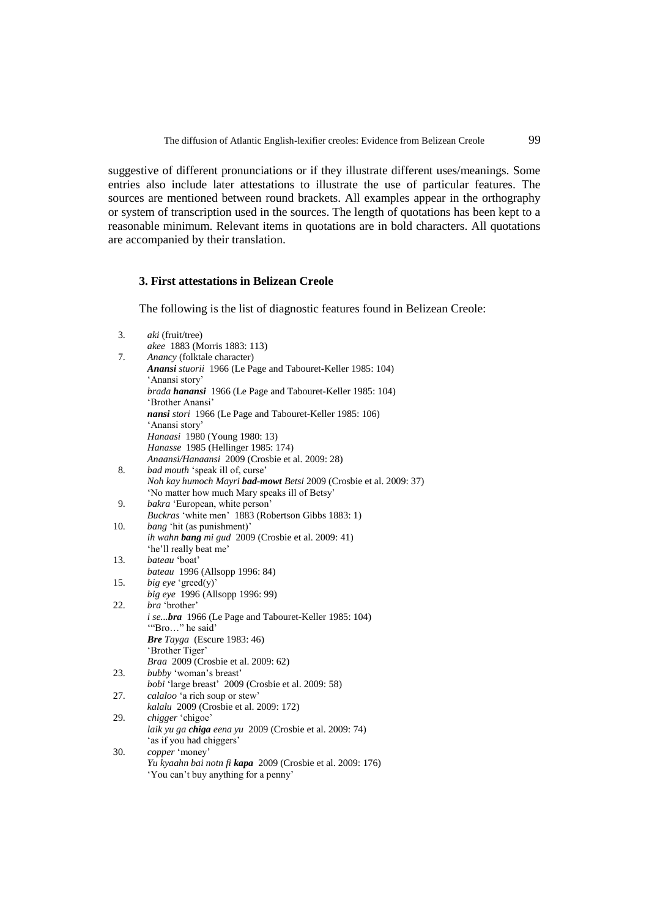suggestive of different pronunciations or if they illustrate different uses/meanings. Some entries also include later attestations to illustrate the use of particular features. The sources are mentioned between round brackets. All examples appear in the orthography or system of transcription used in the sources. The length of quotations has been kept to a reasonable minimum. Relevant items in quotations are in bold characters. All quotations are accompanied by their translation.

### 3. First attestations in Belizean Creole

The following is the list of diagnostic features found in Belizean Creole:

3. *aki* (fruit/tree)
   *akee* 1883 (Morris 1883: 113)
7. *Anancy* (folktale character)
   ***Anansi** stuorii* 1966 (Le Page and Tabouret-Keller 1985: 104)
   'Anansi story'
   *brada **hanansi*** 1966 (Le Page and Tabouret-Keller 1985: 104)
   'Brother Anansi'
   ***nansi** stori* 1966 (Le Page and Tabouret-Keller 1985: 106)
   'Anansi story'
   *Hanaasi* 1980 (Young 1980: 13)
   *Hanasse* 1985 (Hellinger 1985: 174)
   *Anaansi/Hanaansi* 2009 (Crosbie et al. 2009: 28)
8. *bad mouth* 'speak ill of, curse'
   *Noh kay humoch Mayri **bad-mowt** Betsi* 2009 (Crosbie et al. 2009: 37)
   'No matter how much Mary speaks ill of Betsy'
9. *bakra* 'European, white person'
   *Buckras* 'white men' 1883 (Robertson Gibbs 1883: 1)
10. *bang* 'hit (as punishment)'
   *ih wahn **bang** mi gud* 2009 (Crosbie et al. 2009: 41)
   'he'll really beat me'
13. *bateau* 'boat'
   *bateau* 1996 (Allsopp 1996: 84)
15. *big eye* 'greed(y)'
   *big eye* 1996 (Allsopp 1996: 99)
22. *bra* 'brother'
   *i se...**bra*** 1966 (Le Page and Tabouret-Keller 1985: 104)
   '"Bro…" he said'
   ***Bre** Tayga* (Escure 1983: 46)
   'Brother Tiger'
   *Braa* 2009 (Crosbie et al. 2009: 62)
23. *bubby* 'woman's breast'
   *bobi* 'large breast' 2009 (Crosbie et al. 2009: 58)
27. *calaloo* 'a rich soup or stew'
   *kalalu* 2009 (Crosbie et al. 2009: 172)
29. *chigger* 'chigoe'
   *laik yu ga **chiga** eena yu* 2009 (Crosbie et al. 2009: 74)
   'as if you had chiggers'
30. *copper* 'money'
   *Yu kyaahn bai notn fi **kapa*** 2009 (Crosbie et al. 2009: 176)
   'You can't buy anything for a penny'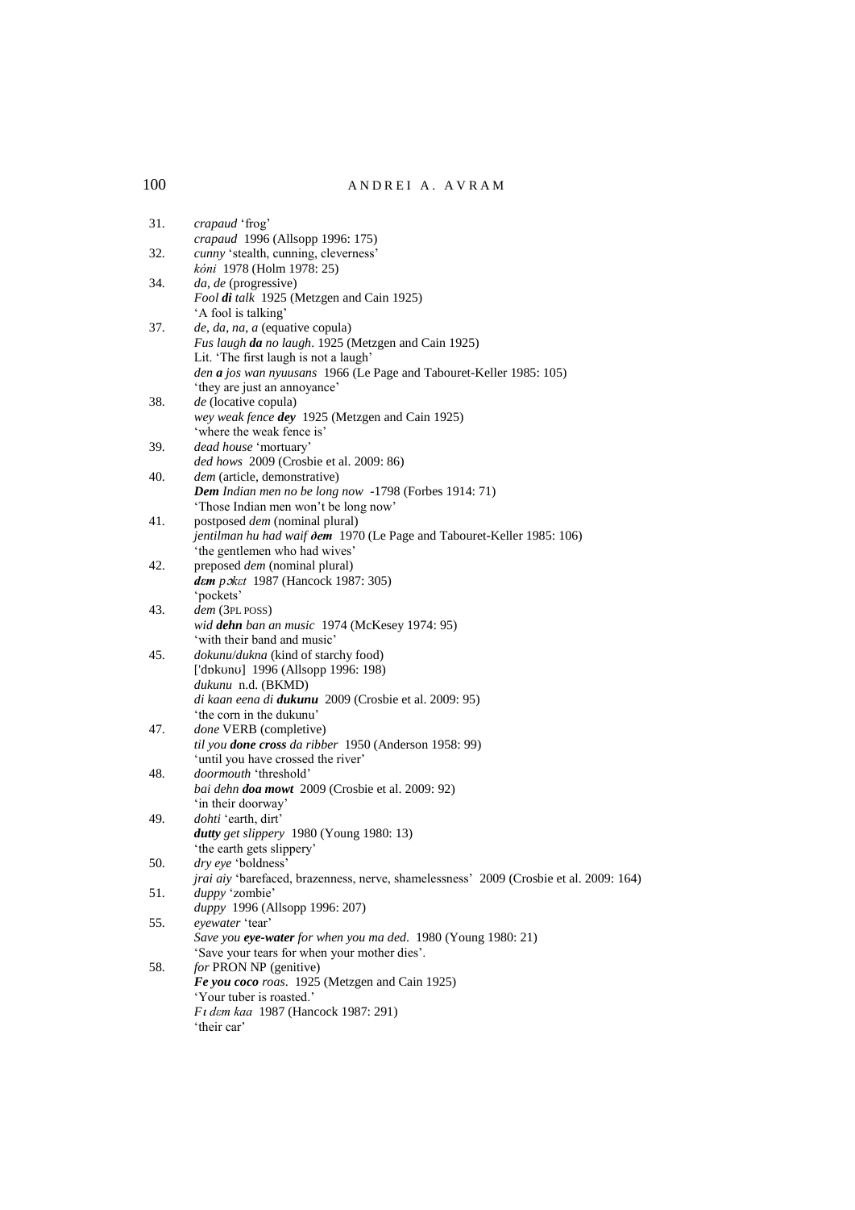31. *crapaud* 'frog'
    *crapaud* 1996 (Allsopp 1996: 175)
32. *cunny* 'stealth, cunning, cleverness'
    *kóni* 1978 (Holm 1978: 25)
34. *da*, *de* (progressive)
    *Fool **di** talk* 1925 (Metzgen and Cain 1925)
    'A fool is talking'
37. *de*, *da*, *na*, *a* (equative copula)
    *Fus laugh **da** no laugh*. 1925 (Metzgen and Cain 1925)
    Lit. 'The first laugh is not a laugh'
    *den **a** jos wan nyuusans* 1966 (Le Page and Tabouret-Keller 1985: 105)
    'they are just an annoyance'
38. *de* (locative copula)
    *wey weak fence **dey*** 1925 (Metzgen and Cain 1925)
    'where the weak fence is'
39. *dead house* 'mortuary'
    *ded hows* 2009 (Crosbie et al. 2009: 86)
40. *dem* (article, demonstrative)
    ***Dem** Indian men no be long now* -1798 (Forbes 1914: 71)
    'Those Indian men won't be long now'
41. postposed *dem* (nominal plural)
    *jentilman hu had waif **ðem*** 1970 (Le Page and Tabouret-Keller 1985: 106)
    'the gentlemen who had wives'
42. preposed *dem* (nominal plural)
    ***dɛm** pɔkɛt* 1987 (Hancock 1987: 305)
    'pockets'
43. *dem* (3PL POSS)
    *wid **dehn** ban an music* 1974 (McKesey 1974: 95)
    'with their band and music'
45. *dokunu*/*dukna* (kind of starchy food)
    ['dɒkʊnʊ] 1996 (Allsopp 1996: 198)
    *dukunu* n.d. (BKMD)
    *di kaan eena di **dukunu*** 2009 (Crosbie et al. 2009: 95)
    'the corn in the dukunu'
47. *done* VERB (completive)
    *til you **done cross** da ribber* 1950 (Anderson 1958: 99)
    'until you have crossed the river'
48. *doormouth* 'threshold'
    *bai dehn **doa mowt*** 2009 (Crosbie et al. 2009: 92)
    'in their doorway'
49. *dohti* 'earth, dirt'
    ***dutty** get slippery* 1980 (Young 1980: 13)
    'the earth gets slippery'
50. *dry eye* 'boldness'
    *jrai aiy* 'barefaced, brazenness, nerve, shamelessness' 2009 (Crosbie et al. 2009: 164)
51. *duppy* 'zombie'
    *duppy* 1996 (Allsopp 1996: 207)
55. *eyewater* 'tear'
    *Save you **eye-water** for when you ma ded*. 1980 (Young 1980: 21)
    'Save your tears for when your mother dies'.
58. *for* PRON NP (genitive)
    ***Fe you coco** roas*. 1925 (Metzgen and Cain 1925)
    'Your tuber is roasted.'
    *Fɪ dɛm kaa* 1987 (Hancock 1987: 291)
    'their car'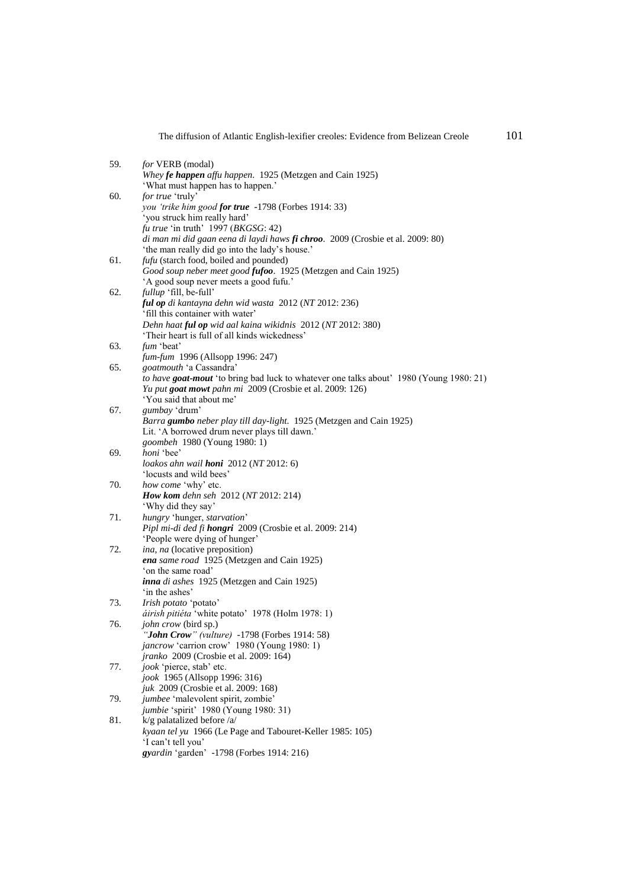59. *for* VERB (modal)
    *Whey **fe happen** affu happen.* 1925 (Metzgen and Cain 1925)
    'What must happen has to happen.'
60. *for true* 'truly'
    *you 'trike him good **for true*** -1798 (Forbes 1914: 33)
    'you struck him really hard'
    *fu true* 'in truth' 1997 (*BKGSG*: 42)
    *di man mi did gaan eena di laydi haws **fi chroo***. 2009 (Crosbie et al. 2009: 80)
    'the man really did go into the lady's house.'
61. *fufu* (starch food, boiled and pounded)
    *Good soup neber meet good **fufoo***. 1925 (Metzgen and Cain 1925)
    'A good soup never meets a good fufu.'
62. *fullup* 'fill, be-full'
    ***ful op** di kantayna dehn wid wasta* 2012 (*NT* 2012: 236)
    'fill this container with water'
    *Dehn haat **ful op** wid aal kaina wikidnis* 2012 (*NT* 2012: 380)
    'Their heart is full of all kinds wickedness'
63. *fum* 'beat'
    *fum-fum* 1996 (Allsopp 1996: 247)
65. *goatmouth* 'a Cassandra'
    *to have **goat-mout*** 'to bring bad luck to whatever one talks about' 1980 (Young 1980: 21)
    *Yu put **goat mowt** pahn mi* 2009 (Crosbie et al. 2009: 126)
    'You said that about me'
67. *gumbay* 'drum'
    *Barra **gumbo** neber play till day-light.* 1925 (Metzgen and Cain 1925)
    Lit. 'A borrowed drum never plays till dawn.'
    *goombeh* 1980 (Young 1980: 1)
69. *honi* 'bee'
    *loakos ahn wail **honi*** 2012 (*NT* 2012: 6)
    'locusts and wild bees'
70. *how come* 'why' etc.
    ***How kom** dehn seh* 2012 (*NT* 2012: 214)
    'Why did they say'
71. *hungry* 'hunger, *starvation*'
    *Pipl mi-di ded fi **hongri*** 2009 (Crosbie et al. 2009: 214)
    'People were dying of hunger'
72. *ina, na* (locative preposition)
    ***ena** same road* 1925 (Metzgen and Cain 1925)
    'on the same road'
    ***inna** di ashes* 1925 (Metzgen and Cain 1925)
    'in the ashes'
73. *Irish potato* 'potato'
    *áirish pitiéta* 'white potato' 1978 (Holm 1978: 1)
76. *john crow* (bird sp.)
    *"**John Crow**" (vulture)* -1798 (Forbes 1914: 58)
    *jancrow* 'carrion crow' 1980 (Young 1980: 1)
    *jranko* 2009 (Crosbie et al. 2009: 164)
77. *jook* 'pierce, stab' etc.
    *jook* 1965 (Allsopp 1996: 316)
    *juk* 2009 (Crosbie et al. 2009: 168)
79. *jumbee* 'malevolent spirit, zombie'
    *jumbie* 'spirit' 1980 (Young 1980: 31)
81. k/g palatalized before /a/
    *kyaan tel yu* 1966 (Le Page and Tabouret-Keller 1985: 105)
    'I can't tell you'
    ***gy**ardin* 'garden' -1798 (Forbes 1914: 216)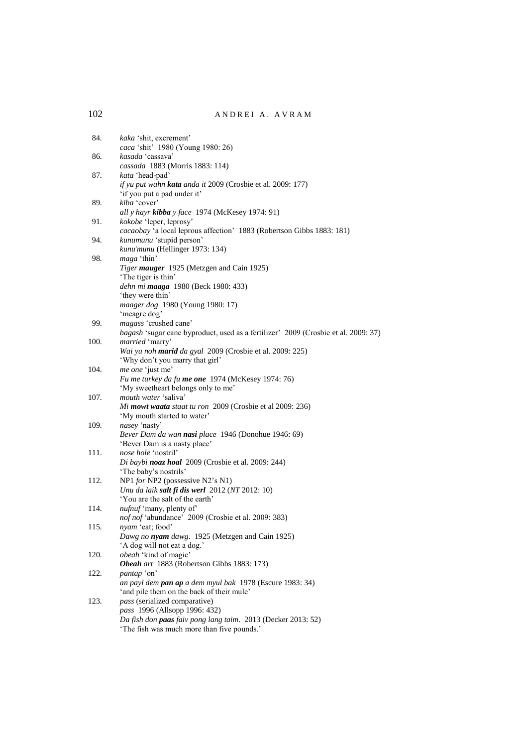84. *kaka* 'shit, excrement'
*caca* 'shit' 1980 (Young 1980: 26)

86. *kasada* 'cassava'
*cassada* 1883 (Morris 1883: 114)

87. *kata* 'head-pad'
*if yu put wahn **kata** anda it* 2009 (Crosbie et al. 2009: 177)
'if you put a pad under it'

89. *kiba* 'cover'
*all y hayr **kibba** y face* 1974 (McKesey 1974: 91)

91. *kokobe* 'leper, leprosy'
*cacaobay* 'a local leprous affection' 1883 (Robertson Gibbs 1883: 181)

94. *kunumunu* 'stupid person'
*kunu'munu* (Hellinger 1973: 134)

98. *maga* 'thin'
*Tiger **mauger*** 1925 (Metzgen and Cain 1925)
'The tiger is thin'
*dehn mi **maaga*** 1980 (Beck 1980: 433)
'they were thin'
*maager dog* 1980 (Young 1980: 17)
'meagre dog'

99. *magass* 'crushed cane'
*bagash* 'sugar cane byproduct, used as a fertilizer' 2009 (Crosbie et al. 2009: 37)

100. *married* 'marry'
*Wai yu noh **marid** da gyal* 2009 (Crosbie et al. 2009: 225)
'Why don't you marry that girl'

104. *me one* 'just me'
*Fu me turkey da fu **me one*** 1974 (McKesey 1974: 76)
'My sweetheart belongs only to me'

107. *mouth water* 'saliva'
***Mi mowt waata** staat tu ron* 2009 (Crosbie et al 2009: 236)
'My mouth started to water'

109. *nasey* 'nasty'
*Bever Dam da wan **nasi** place* 1946 (Donohue 1946: 69)
'Bever Dam is a nasty place'

111. *nose hole* 'nostril'
*Di baybi **noaz hoal*** 2009 (Crosbie et al. 2009: 244)
'The baby's nostrils'

112. NP1 *for* NP2 (possessive N2's N1)
*Unu da laik **salt fi dis werl*** 2012 (*NT* 2012: 10)
'You are the salt of the earth'

114. *nufnuf* 'many, plenty of'
*nof nof* 'abundance' 2009 (Crosbie et al. 2009: 383)

115. *nyam* 'eat; food'
*Dawg no **nyam** dawg*. 1925 (Metzgen and Cain 1925)
'A dog will not eat a dog.'

120. *obeah* 'kind of magic'
***Obeah** art* 1883 (Robertson Gibbs 1883: 173)

122. *pantap* 'on'
*an payl dem **pan ap** a dem myul bak* 1978 (Escure 1983: 34)
'and pile them on the back of their mule'

123. *pass* (serialized comparative)
*pass* 1996 (Allsopp 1996: 432)
*Da fish don **paas** faiv pong lang taim*. 2013 (Decker 2013: 52)
'The fish was much more than five pounds.'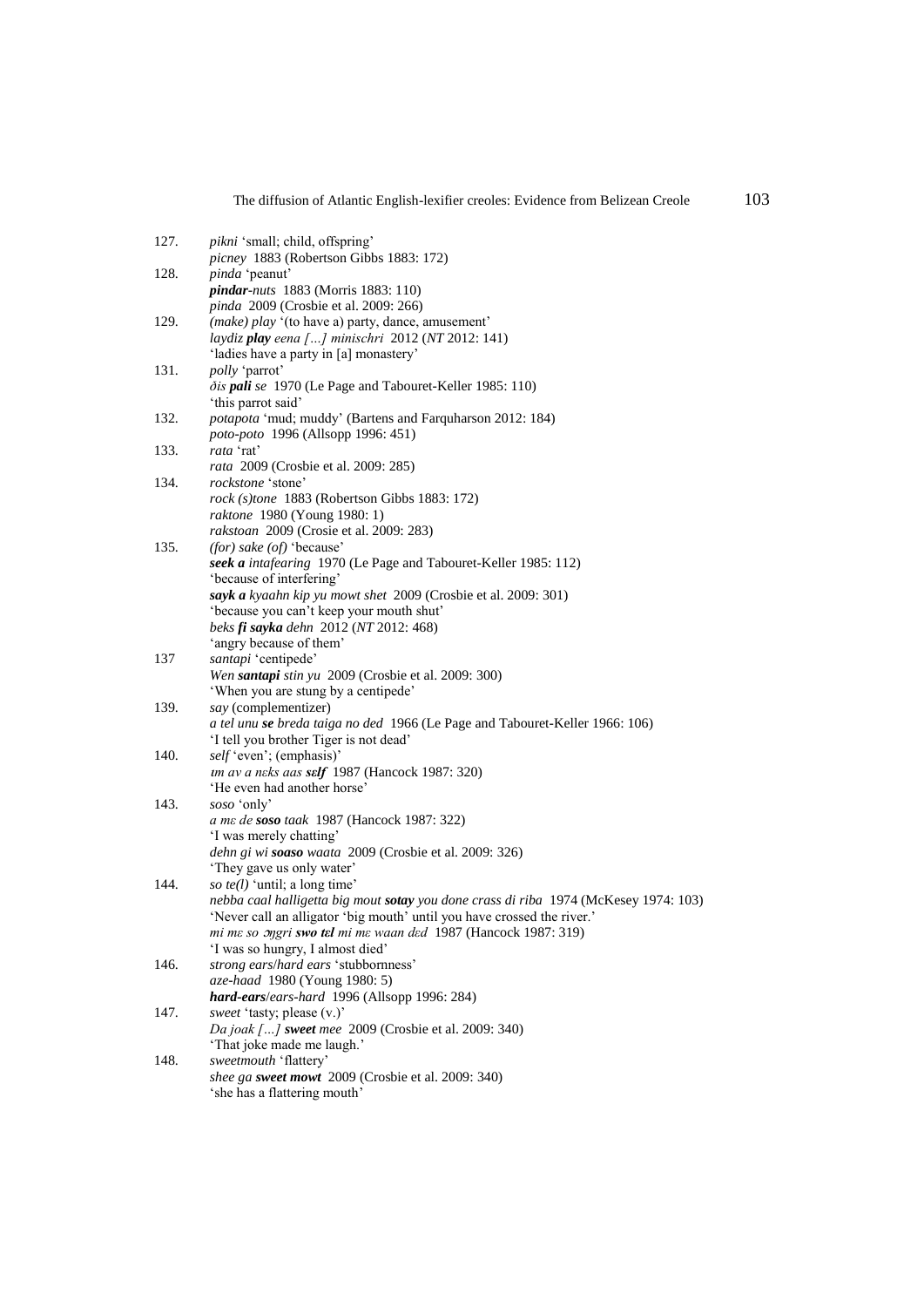127. *pikni* 'small; child, offspring'
*picney* 1883 (Robertson Gibbs 1883: 172)

128. *pinda* 'peanut'
***pindar**-nuts* 1883 (Morris 1883: 110)
*pinda* 2009 (Crosbie et al. 2009: 266)

129. *(make) play* '(to have a) party, dance, amusement'
*laydiz **play** eena […] minischri* 2012 (*NT* 2012: 141)
'ladies have a party in [a] monastery'

131. *polly* 'parrot'
*ðis **pali** se* 1970 (Le Page and Tabouret-Keller 1985: 110)
'this parrot said'

132. *potapota* 'mud; muddy' (Bartens and Farquharson 2012: 184)
*poto-poto* 1996 (Allsopp 1996: 451)

133. *rata* 'rat'
*rata* 2009 (Crosbie et al. 2009: 285)

134. *rockstone* 'stone'
*rock (s)tone* 1883 (Robertson Gibbs 1883: 172)
*raktone* 1980 (Young 1980: 1)
*rakstoan* 2009 (Crosie et al. 2009: 283)

135. *(for) sake (of)* 'because'
***seek a** intafearing* 1970 (Le Page and Tabouret-Keller 1985: 112)
'because of interfering'
***sayk a** kyaahn kip yu mowt shet* 2009 (Crosbie et al. 2009: 301)
'because you can't keep your mouth shut'
*beks **fi sayka** dehn* 2012 (*NT* 2012: 468)
'angry because of them'

137 *santapi* 'centipede'
*Wen **santapi** stin yu* 2009 (Crosbie et al. 2009: 300)
'When you are stung by a centipede'

139. *say* (complementizer)
*a tel unu **se** breda taiga no ded* 1966 (Le Page and Tabouret-Keller 1966: 106)
'I tell you brother Tiger is not dead'

140. *self* 'even'; (emphasis)'
*ɪm av a nɛks aas **sɛlf*** 1987 (Hancock 1987: 320)
'He even had another horse'

143. *soso* 'only'
*a mɛ de **soso** taak* 1987 (Hancock 1987: 322)
'I was merely chatting'
*dehn gi wi **soaso** waata* 2009 (Crosbie et al. 2009: 326)
'They gave us only water'

144. *so te(l)* 'until; a long time'
*nebba caal halligetta big mout **sotay** you done crass di riba* 1974 (McKesey 1974: 103)
'Never call an alligator 'big mouth' until you have crossed the river.'
*mi mɛ so ɔŋgri **swo tɛl** mi mɛ waan dɛd* 1987 (Hancock 1987: 319)
'I was so hungry, I almost died'

146. *strong ears*/*hard ears* 'stubbornness'
*aze-haad* 1980 (Young 1980: 5)
***hard-ears**/ears-hard* 1996 (Allsopp 1996: 284)

147. *sweet* 'tasty; please (v.)'
*Da joak […] **sweet** mee* 2009 (Crosbie et al. 2009: 340)
'That joke made me laugh.'

148. *sweetmouth* 'flattery'
*shee ga **sweet mowt*** 2009 (Crosbie et al. 2009: 340)
'she has a flattering mouth'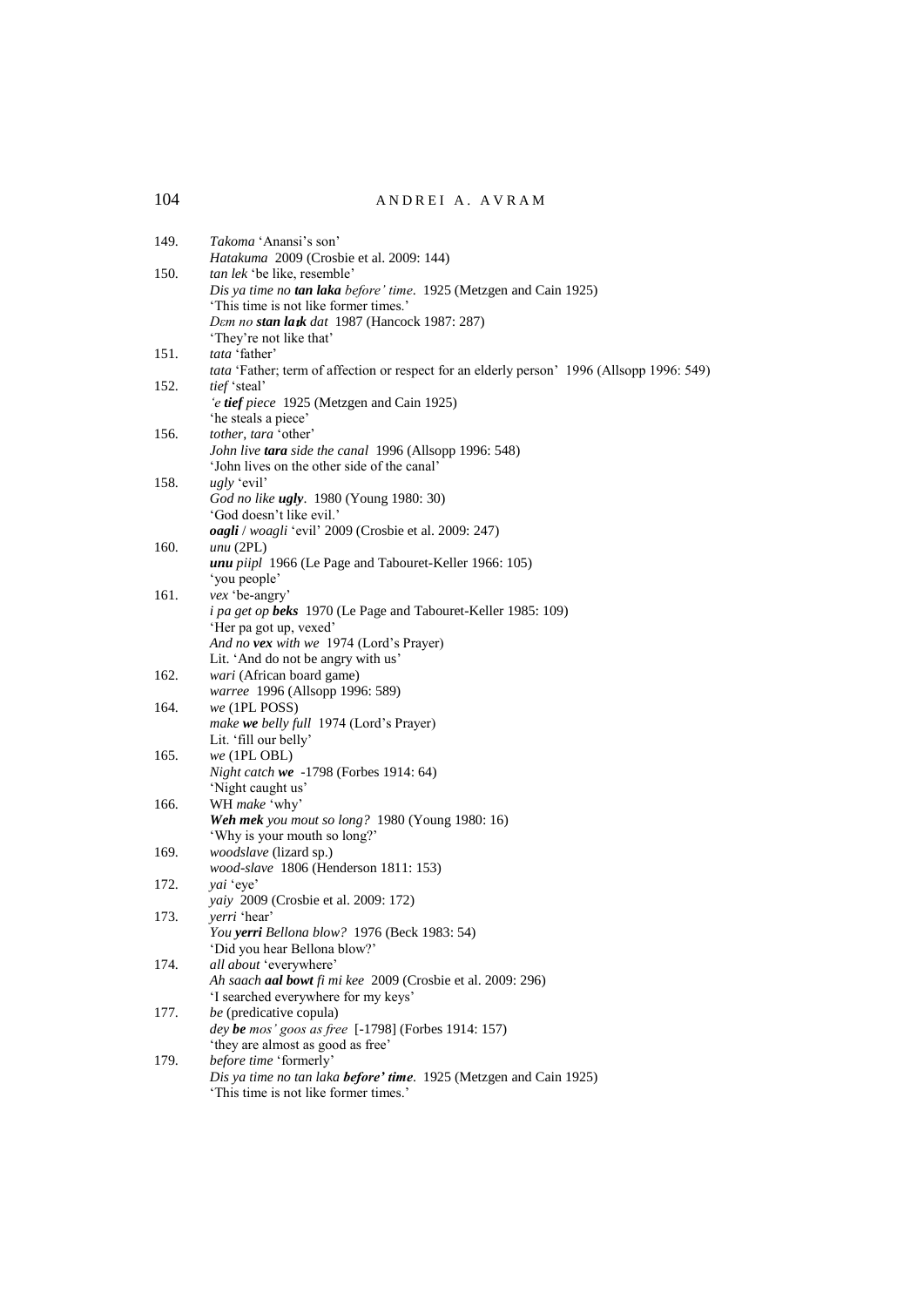149. *Takoma* 'Anansi's son'
*Hatakuma* 2009 (Crosbie et al. 2009: 144)

150. *tan lek* 'be like, resemble'
*Dis ya time no* ***tan laka*** *before' time*. 1925 (Metzgen and Cain 1925)
'This time is not like former times.'
*Dɛm no* ***stan laɪk*** *dat* 1987 (Hancock 1987: 287)
'They're not like that'

151. *tata* 'father'
*tata* 'Father; term of affection or respect for an elderly person' 1996 (Allsopp 1996: 549)

152. *tief* 'steal'
*'e* ***tief*** *piece* 1925 (Metzgen and Cain 1925)
'he steals a piece'

156. *tother, tara* 'other'
*John live* ***tara*** *side the canal* 1996 (Allsopp 1996: 548)
'John lives on the other side of the canal'

158. *ugly* 'evil'
*God no like* ***ugly***. 1980 (Young 1980: 30)
'God doesn't like evil.'
***oagli*** / *woagli* 'evil' 2009 (Crosbie et al. 2009: 247)

160. *unu* (2PL)
***unu*** *piipl* 1966 (Le Page and Tabouret-Keller 1966: 105)
'you people'

161. *vex* 'be-angry'
*i pa get op* ***beks*** 1970 (Le Page and Tabouret-Keller 1985: 109)
'Her pa got up, vexed'
*And no* ***vex*** *with we* 1974 (Lord's Prayer)
Lit. 'And do not be angry with us'

162. *wari* (African board game)
*warree* 1996 (Allsopp 1996: 589)

164. *we* (1PL POSS)
*make* ***we*** *belly full* 1974 (Lord's Prayer)
Lit. 'fill our belly'

165. *we* (1PL OBL)
*Night catch* ***we*** -1798 (Forbes 1914: 64)
'Night caught us'

166. WH *make* 'why'
***Weh mek*** *you mout so long?* 1980 (Young 1980: 16)
'Why is your mouth so long?'

169. *woodslave* (lizard sp.)
*wood-slave* 1806 (Henderson 1811: 153)

172. *yai* 'eye'
*yaiy* 2009 (Crosbie et al. 2009: 172)

173. *yerri* 'hear'
*You* ***yerri*** *Bellona blow?* 1976 (Beck 1983: 54)
'Did you hear Bellona blow?'

174. *all about* 'everywhere'
*Ah saach* ***aal bowt*** *fi mi kee* 2009 (Crosbie et al. 2009: 296)
'I searched everywhere for my keys'

177. *be* (predicative copula)
*dey* ***be*** *mos' goos as free* [-1798] (Forbes 1914: 157)
'they are almost as good as free'

179. *before time* 'formerly'
*Dis ya time no tan laka* ***before' time***. 1925 (Metzgen and Cain 1925)
'This time is not like former times.'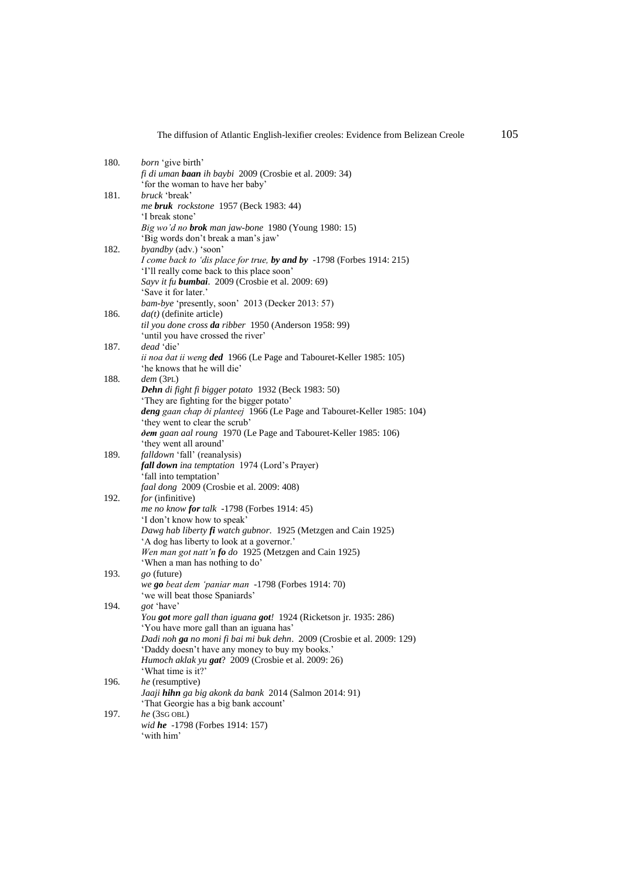180. *born* 'give birth'
*fi di uman **baan** ih baybi* 2009 (Crosbie et al. 2009: 34)
'for the woman to have her baby'

181. *bruck* 'break'
*me **bruk** rockstone* 1957 (Beck 1983: 44)
'I break stone'
*Big wo'd no **brok** man jaw-bone* 1980 (Young 1980: 15)
'Big words don't break a man's jaw'

182. *byandby* (adv.) 'soon'
*I come back to 'dis place for true, **by and by*** -1798 (Forbes 1914: 215)
'I'll really come back to this place soon'
*Sayv it fu **bumbai**.* 2009 (Crosbie et al. 2009: 69)
'Save it for later.'
*bam-bye* 'presently, soon' 2013 (Decker 2013: 57)

186. *da(t)* (definite article)
*til you done cross **da** ribber* 1950 (Anderson 1958: 99)
'until you have crossed the river'

187. *dead* 'die'
*ii noa ðat ii weng **ded*** 1966 (Le Page and Tabouret-Keller 1985: 105)
'he knows that he will die'

188. *dem* (3PL)
***Dehn** di fight fi bigger potato* 1932 (Beck 1983: 50)
'They are fighting for the bigger potato'
***deng** gaan chap ði planteej* 1966 (Le Page and Tabouret-Keller 1985: 104)
'they went to clear the scrub'
***ðem** gaan aal roung* 1970 (Le Page and Tabouret-Keller 1985: 106)
'they went all around'

189. *falldown* 'fall' (reanalysis)
***fall down** ina temptation* 1974 (Lord's Prayer)
'fall into temptation'
*faal dong* 2009 (Crosbie et al. 2009: 408)

192. *for* (infinitive)
*me no know **for** talk* -1798 (Forbes 1914: 45)
'I don't know how to speak'
*Dawg hab liberty **fi** watch gubnor.* 1925 (Metzgen and Cain 1925)
'A dog has liberty to look at a governor.'
*Wen man got natt'n **fo** do* 1925 (Metzgen and Cain 1925)
'When a man has nothing to do'

193. *go* (future)
*we **go** beat dem 'paniar man* -1798 (Forbes 1914: 70)
'we will beat those Spaniards'

194. *got* 'have'
*You **got** more gall than iguana **got**!* 1924 (Ricketson jr. 1935: 286)
'You have more gall than an iguana has'
*Dadi noh **ga** no moni fi bai mi buk dehn.* 2009 (Crosbie et al. 2009: 129)
'Daddy doesn't have any money to buy my books.'
*Humoch aklak yu **gat**?* 2009 (Crosbie et al. 2009: 26)
'What time is it?'

196. *he* (resumptive)
*Jaaji **hihn** ga big akonk da bank* 2014 (Salmon 2014: 91)
'That Georgie has a big bank account'

197. *he* (3SG OBL)
*wid **he*** -1798 (Forbes 1914: 157)
'with him'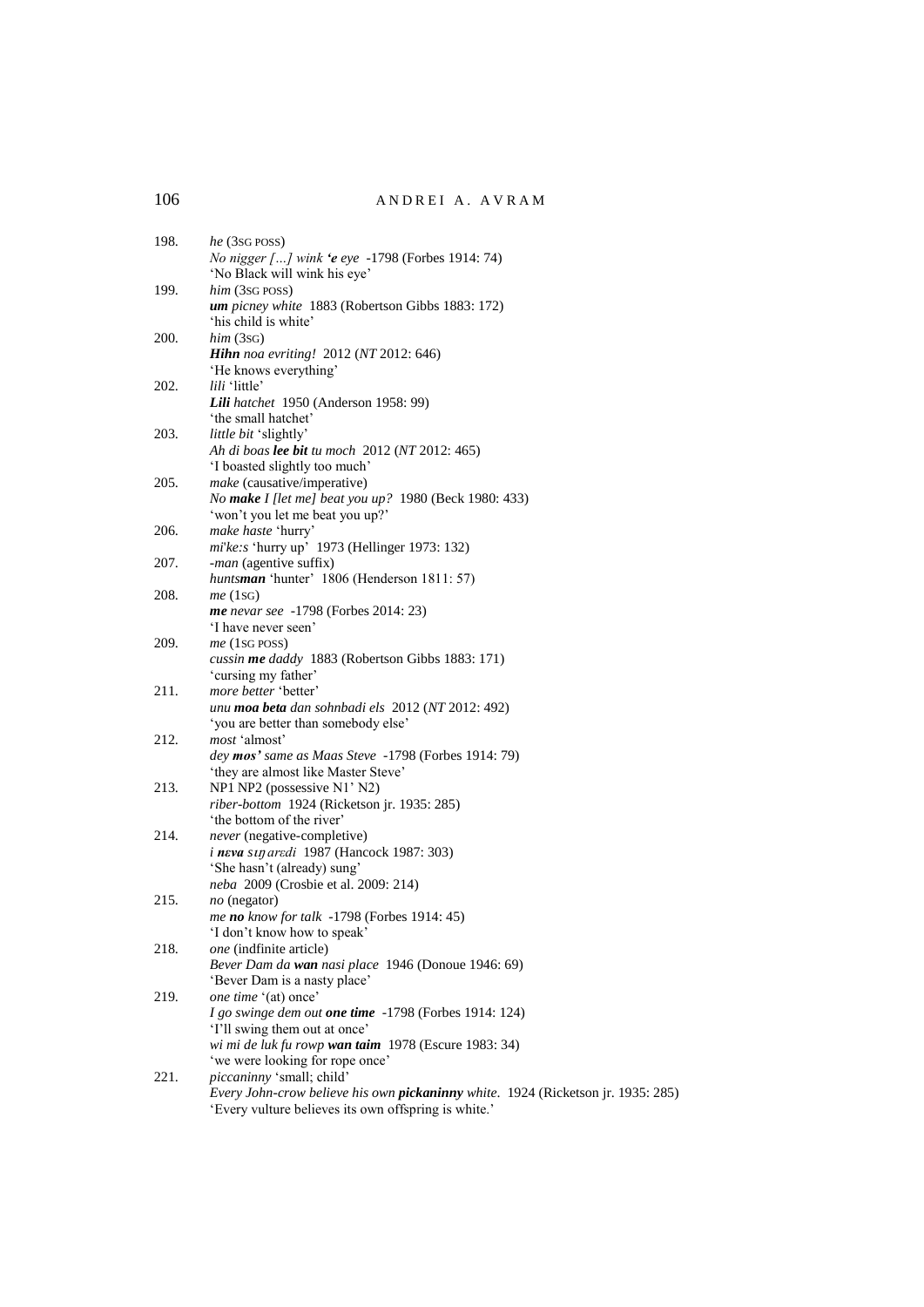198. *he* (3SG POSS)
*No nigger […] wink* ***'e*** *eye* -1798 (Forbes 1914: 74)
'No Black will wink his eye'

199. *him* (3SG POSS)
***um*** *picney white* 1883 (Robertson Gibbs 1883: 172)
'his child is white'

200. *him* (3SG)
***Hihn*** *noa evriting!* 2012 (*NT* 2012: 646)
'He knows everything'

202. *lili* 'little'
***Lili*** *hatchet* 1950 (Anderson 1958: 99)
'the small hatchet'

203. *little bit* 'slightly'
*Ah di boas* ***lee bit*** *tu moch* 2012 (*NT* 2012: 465)
'I boasted slightly too much'

205. *make* (causative/imperative)
*No* ***make*** *I [let me] beat you up?* 1980 (Beck 1980: 433)
'won't you let me beat you up?'

206. *make haste* 'hurry'
*mi'ke:s* 'hurry up' 1973 (Hellinger 1973: 132)

207. *-man* (agentive suffix)
*hunts**man*** 'hunter' 1806 (Henderson 1811: 57)

208. *me* (1SG)
***me*** *nevar see* -1798 (Forbes 2014: 23)
'I have never seen'

209. *me* (1SG POSS)
*cussin* ***me*** *daddy* 1883 (Robertson Gibbs 1883: 171)
'cursing my father'

211. *more better* 'better'
*unu* ***moa beta*** *dan sohnbadi els* 2012 (*NT* 2012: 492)
'you are better than somebody else'

212. *most* 'almost'
*dey* ***mos'*** *same as Maas Steve* -1798 (Forbes 1914: 79)
'they are almost like Master Steve'

213. NP1 NP2 (possessive N1' N2)
*riber-bottom* 1924 (Ricketson jr. 1935: 285)
'the bottom of the river'

214. *never* (negative-completive)
*i* ***nɛva*** *sɪŋ arɛdi* 1987 (Hancock 1987: 303)
'She hasn't (already) sung'
*neba* 2009 (Crosbie et al. 2009: 214)

215. *no* (negator)
*me* ***no*** *know for talk* -1798 (Forbes 1914: 45)
'I don't know how to speak'

218. *one* (indfinite article)
*Bever Dam da* ***wan*** *nasi place* 1946 (Donoue 1946: 69)
'Bever Dam is a nasty place'

219. *one time* '(at) once'
*I go swinge dem out* ***one time*** -1798 (Forbes 1914: 124)
'I'll swing them out at once'
*wi mi de luk fu rowp* ***wan taim*** 1978 (Escure 1983: 34)
'we were looking for rope once'

221. *piccaninny* 'small; child'
*Every John-crow believe his own* ***pickaninny*** *white.* 1924 (Ricketson jr. 1935: 285)
'Every vulture believes its own offspring is white.'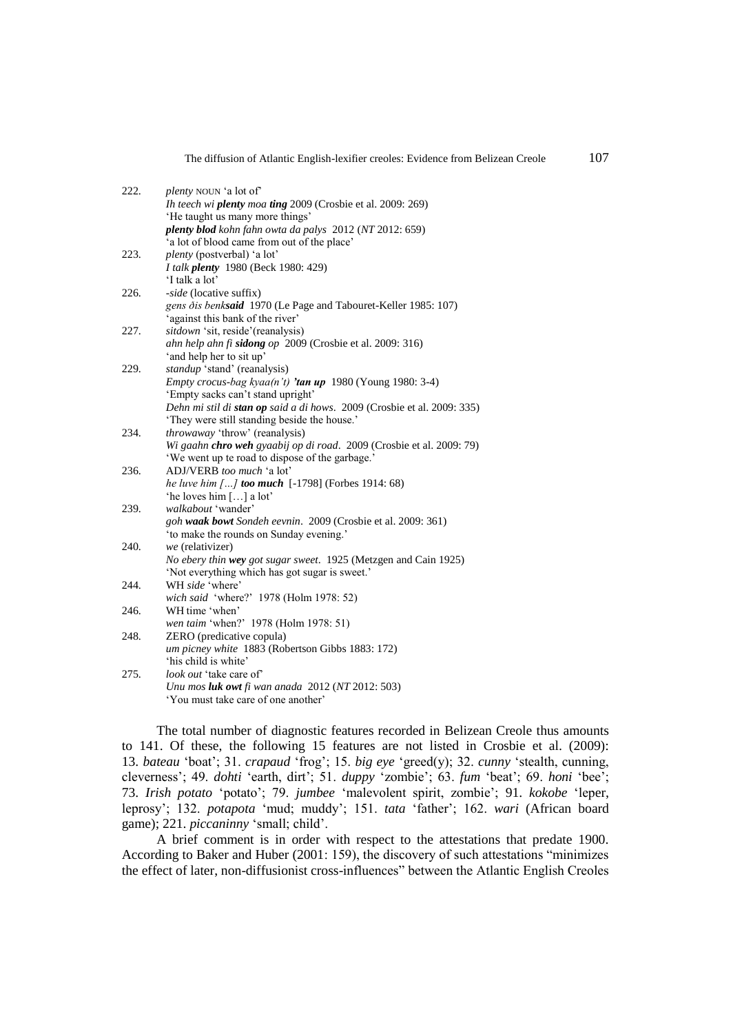222. *plenty* NOUN 'a lot of'
*Ih teech wi* ***plenty*** *moa* ***ting*** 2009 (Crosbie et al. 2009: 269)
'He taught us many more things'
***plenty blod*** *kohn fahn owta da palys* 2012 (*NT* 2012: 659)
'a lot of blood came from out of the place'

223. *plenty* (postverbal) 'a lot'
*I talk* ***plenty*** 1980 (Beck 1980: 429)
'I talk a lot'

226. *-side* (locative suffix)
*gens ðis benk****said*** 1970 (Le Page and Tabouret-Keller 1985: 107)
'against this bank of the river'

227. *sitdown* 'sit, reside'(reanalysis)
*ahn help ahn fi* ***sidong*** *op* 2009 (Crosbie et al. 2009: 316)
'and help her to sit up'

229. *standup* 'stand' (reanalysis)
*Empty crocus-bag kyaa(n't)* ***'tan up*** 1980 (Young 1980: 3-4)
'Empty sacks can't stand upright'
*Dehn mi stil di* ***stan op*** *said a di hows*. 2009 (Crosbie et al. 2009: 335)
'They were still standing beside the house.'

234. *throwaway* 'throw' (reanalysis)
*Wi gaahn* ***chro weh*** *gyaabij op di road*. 2009 (Crosbie et al. 2009: 79)
'We went up te road to dispose of the garbage.'

236. ADJ/VERB *too much* 'a lot'
*he luve him […]* ***too much*** [-1798] (Forbes 1914: 68)
'he loves him […] a lot'

239. *walkabout* 'wander'
*goh* ***waak bowt*** *Sondeh eevnin*. 2009 (Crosbie et al. 2009: 361)
'to make the rounds on Sunday evening.'

240. *we* (relativizer)
*No ebery thin* ***wey*** *got sugar sweet*. 1925 (Metzgen and Cain 1925)
'Not everything which has got sugar is sweet.'

244. WH *side* 'where'
*wich said* 'where?' 1978 (Holm 1978: 52)

246. WH time 'when'
*wen taim* 'when?' 1978 (Holm 1978: 51)

248. ZERO (predicative copula)
*um picney white* 1883 (Robertson Gibbs 1883: 172)
'his child is white'

275. *look out* 'take care of'
*Unu mos* ***luk owt*** *fi wan anada* 2012 (*NT* 2012: 503)
'You must take care of one another'

The total number of diagnostic features recorded in Belizean Creole thus amounts to 141. Of these, the following 15 features are not listed in Crosbie et al. (2009): 13. *bateau* 'boat'; 31. *crapaud* 'frog'; 15. *big eye* 'greed(y); 32. *cunny* 'stealth, cunning, cleverness'; 49. *dohti* 'earth, dirt'; 51. *duppy* 'zombie'; 63. *fum* 'beat'; 69. *honi* 'bee'; 73. *Irish potato* 'potato'; 79. *jumbee* 'malevolent spirit, zombie'; 91. *kokobe* 'leper, leprosy'; 132. *potapota* 'mud; muddy'; 151. *tata* 'father'; 162. *wari* (African board game); 221. *piccaninny* 'small; child'.

A brief comment is in order with respect to the attestations that predate 1900. According to Baker and Huber (2001: 159), the discovery of such attestations "minimizes the effect of later, non-diffusionist cross-influences" between the Atlantic English Creoles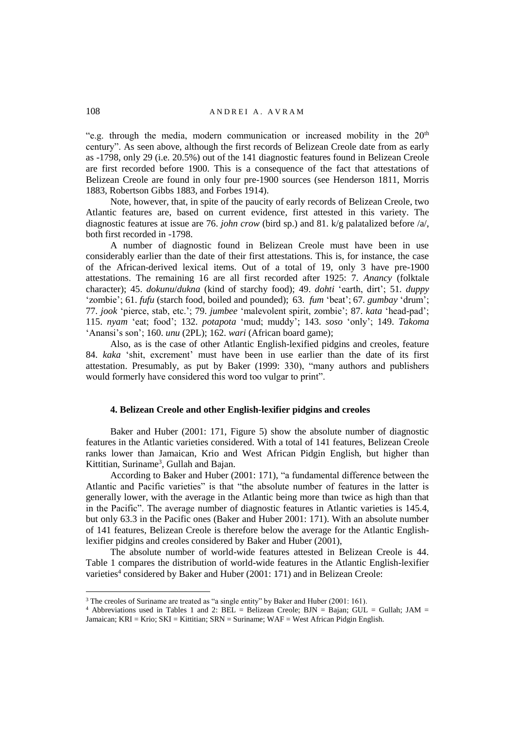"e.g. through the media, modern communication or increased mobility in the 20[th] century". As seen above, although the first records of Belizean Creole date from as early as -1798, only 29 (i.e. 20.5%) out of the 141 diagnostic features found in Belizean Creole are first recorded before 1900. This is a consequence of the fact that attestations of Belizean Creole are found in only four pre-1900 sources (see Henderson 1811, Morris 1883, Robertson Gibbs 1883, and Forbes 1914).

Note, however, that, in spite of the paucity of early records of Belizean Creole, two Atlantic features are, based on current evidence, first attested in this variety. The diagnostic features at issue are 76. *john crow* (bird sp.) and 81. k/g palatalized before /a/, both first recorded in -1798.

A number of diagnostic found in Belizean Creole must have been in use considerably earlier than the date of their first attestations. This is, for instance, the case of the African-derived lexical items. Out of a total of 19, only 3 have pre-1900 attestations. The remaining 16 are all first recorded after 1925: 7. *Anancy* (folktale character); 45. *dokunu*/*dukna* (kind of starchy food); 49. *dohti* 'earth, dirt'; 51. *duppy* 'zombie'; 61. *fufu* (starch food, boiled and pounded); 63. *fum* 'beat'; 67. *gumbay* 'drum'; 77. *jook* 'pierce, stab, etc.'; 79. *jumbee* 'malevolent spirit, zombie'; 87. *kata* 'head-pad'; 115. *nyam* 'eat; food'; 132. *potapota* 'mud; muddy'; 143. *soso* 'only'; 149. *Takoma* 'Anansi's son'; 160. *unu* (2PL); 162. *wari* (African board game);

Also, as is the case of other Atlantic English-lexified pidgins and creoles, feature 84. *kaka* 'shit, excrement' must have been in use earlier than the date of its first attestation. Presumably, as put by Baker (1999: 330), "many authors and publishers would formerly have considered this word too vulgar to print".

### 4. Belizean Creole and other English-lexifier pidgins and creoles

Baker and Huber (2001: 171, Figure 5) show the absolute number of diagnostic features in the Atlantic varieties considered. With a total of 141 features, Belizean Creole ranks lower than Jamaican, Krio and West African Pidgin English, but higher than Kittitian, Suriname[3], Gullah and Bajan.

According to Baker and Huber (2001: 171), "a fundamental difference between the Atlantic and Pacific varieties" is that "the absolute number of features in the latter is generally lower, with the average in the Atlantic being more than twice as high than that in the Pacific". The average number of diagnostic features in Atlantic varieties is 145.4, but only 63.3 in the Pacific ones (Baker and Huber 2001: 171). With an absolute number of 141 features, Belizean Creole is therefore below the average for the Atlantic English-lexifier pidgins and creoles considered by Baker and Huber (2001),

The absolute number of world-wide features attested in Belizean Creole is 44. Table 1 compares the distribution of world-wide features in the Atlantic English-lexifier varieties[4] considered by Baker and Huber (2001: 171) and in Belizean Creole:

[3] The creoles of Suriname are treated as "a single entity" by Baker and Huber (2001: 161).

[4] Abbreviations used in Tables 1 and 2: BEL = Belizean Creole; BJN = Bajan; GUL = Gullah; JAM = Jamaican; KRI = Krio; SKI = Kittitian; SRN = Suriname; WAF = West African Pidgin English.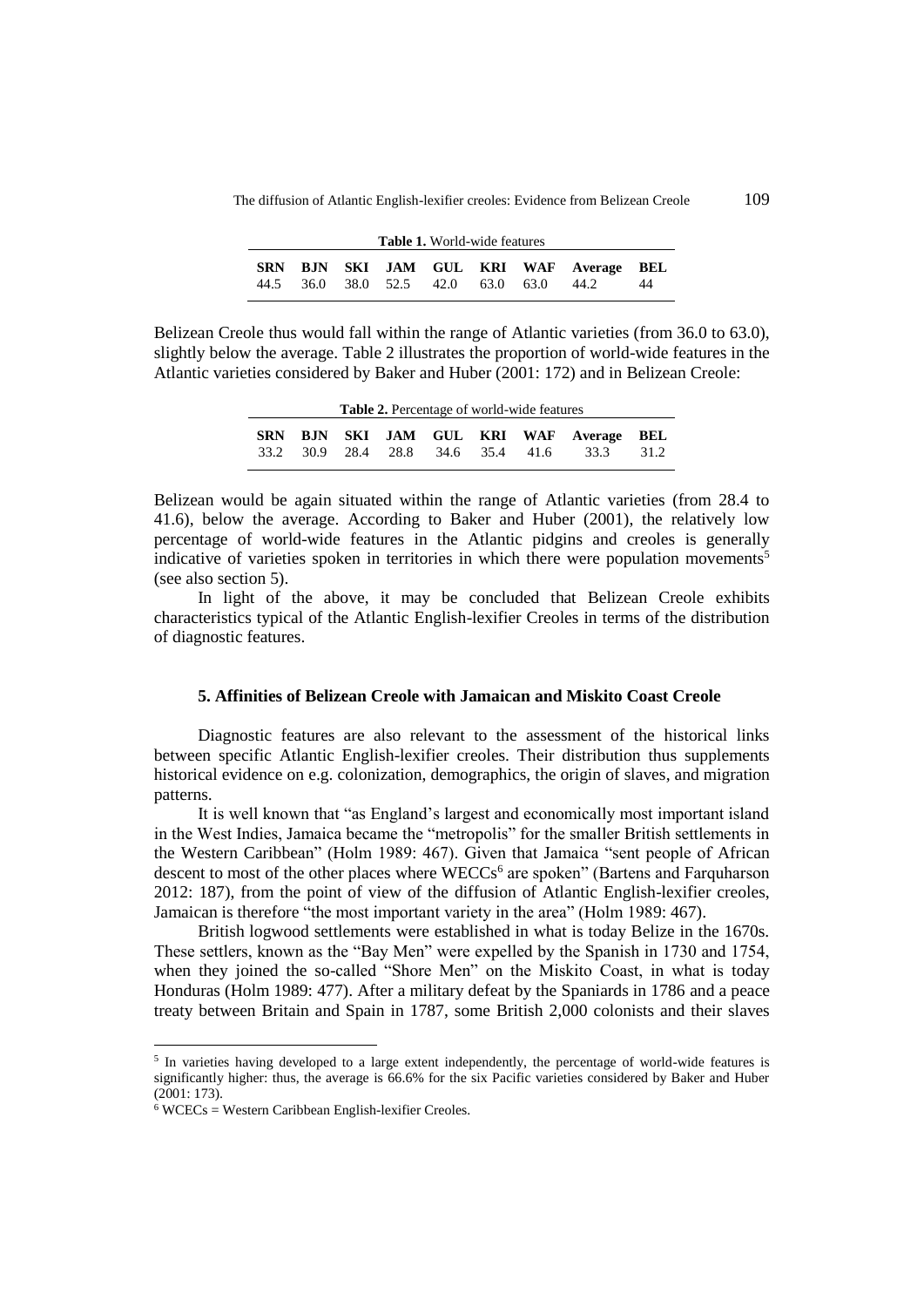**Table 1.** World-wide features

| SRN | BJN | SKI | JAM | GUL | KRI | WAF | Average | BEL |
|---|---|---|---|---|---|---|---|---|
| 44.5 | 36.0 | 38.0 | 52.5 | 42.0 | 63.0 | 63.0 | 44.2 | 44 |

Belizean Creole thus would fall within the range of Atlantic varieties (from 36.0 to 63.0), slightly below the average. Table 2 illustrates the proportion of world-wide features in the Atlantic varieties considered by Baker and Huber (2001: 172) and in Belizean Creole:

**Table 2.** Percentage of world-wide features

| SRN | BJN | SKI | JAM | GUL | KRI | WAF | Average | BEL |
|---|---|---|---|---|---|---|---|---|
| 33.2 | 30.9 | 28.4 | 28.8 | 34.6 | 35.4 | 41.6 | 33.3 | 31.2 |

Belizean would be again situated within the range of Atlantic varieties (from 28.4 to 41.6), below the average. According to Baker and Huber (2001), the relatively low percentage of world-wide features in the Atlantic pidgins and creoles is generally indicative of varieties spoken in territories in which there were population movements[5] (see also section 5).

In light of the above, it may be concluded that Belizean Creole exhibits characteristics typical of the Atlantic English-lexifier Creoles in terms of the distribution of diagnostic features.

## 5. Affinities of Belizean Creole with Jamaican and Miskito Coast Creole

Diagnostic features are also relevant to the assessment of the historical links between specific Atlantic English-lexifier creoles. Their distribution thus supplements historical evidence on e.g. colonization, demographics, the origin of slaves, and migration patterns.

It is well known that "as England's largest and economically most important island in the West Indies, Jamaica became the "metropolis" for the smaller British settlements in the Western Caribbean" (Holm 1989: 467). Given that Jamaica "sent people of African descent to most of the other places where WECCs[6] are spoken" (Bartens and Farquharson 2012: 187), from the point of view of the diffusion of Atlantic English-lexifier creoles, Jamaican is therefore "the most important variety in the area" (Holm 1989: 467).

British logwood settlements were established in what is today Belize in the 1670s. These settlers, known as the "Bay Men" were expelled by the Spanish in 1730 and 1754, when they joined the so-called "Shore Men" on the Miskito Coast, in what is today Honduras (Holm 1989: 477). After a military defeat by the Spaniards in 1786 and a peace treaty between Britain and Spain in 1787, some British 2,000 colonists and their slaves

[5] In varieties having developed to a large extent independently, the percentage of world-wide features is significantly higher: thus, the average is 66.6% for the six Pacific varieties considered by Baker and Huber (2001: 173).

[6] WCECs = Western Caribbean English-lexifier Creoles.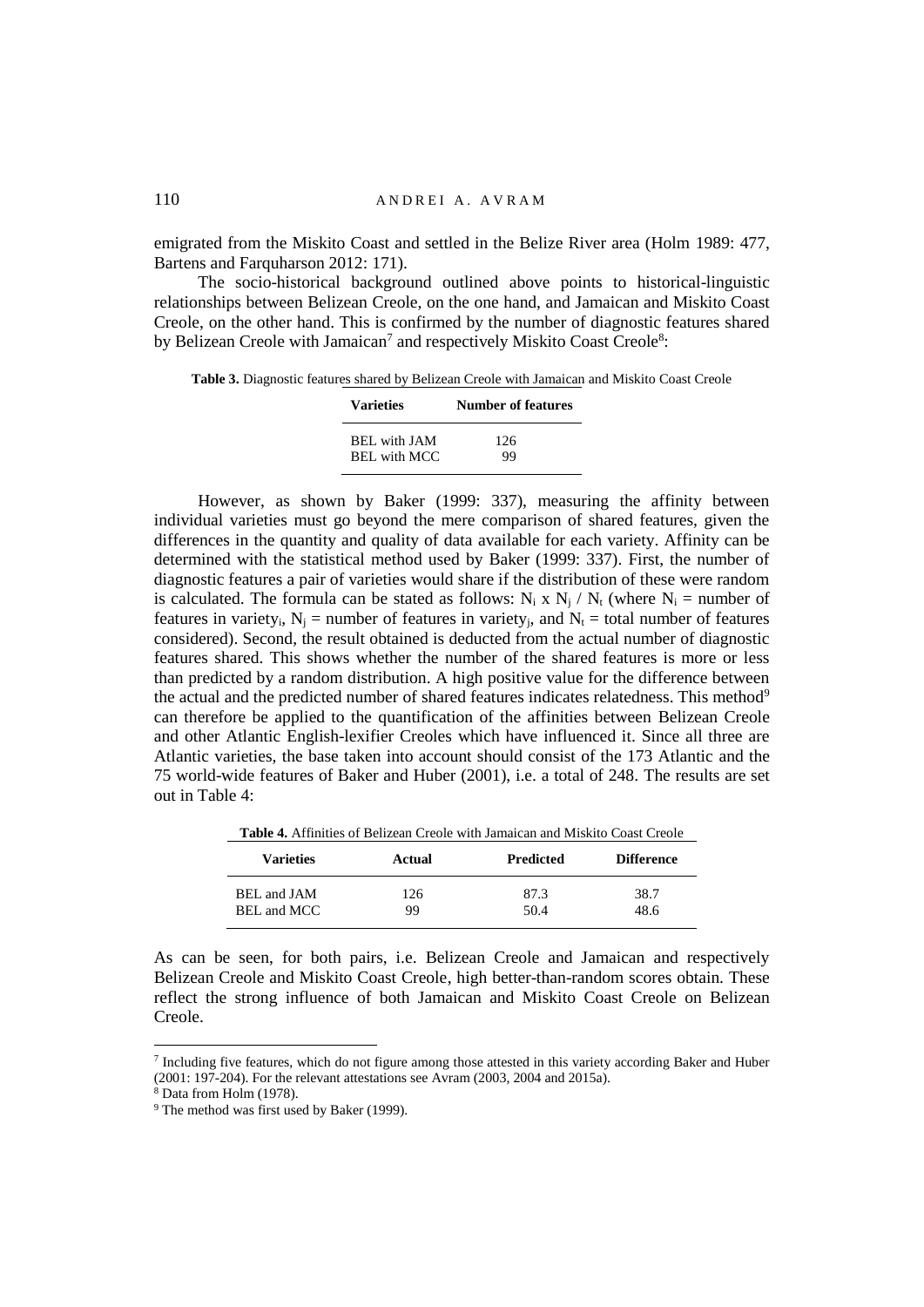emigrated from the Miskito Coast and settled in the Belize River area (Holm 1989: 477, Bartens and Farquharson 2012: 171).

The socio-historical background outlined above points to historical-linguistic relationships between Belizean Creole, on the one hand, and Jamaican and Miskito Coast Creole, on the other hand. This is confirmed by the number of diagnostic features shared by Belizean Creole with Jamaican[7] and respectively Miskito Coast Creole[8]:

**Table 3.** Diagnostic features shared by Belizean Creole with Jamaican and Miskito Coast Creole

| Varieties | Number of features |
|---|---|
| BEL with JAM | 126 |
| BEL with MCC | 99 |

However, as shown by Baker (1999: 337), measuring the affinity between individual varieties must go beyond the mere comparison of shared features, given the differences in the quantity and quality of data available for each variety. Affinity can be determined with the statistical method used by Baker (1999: 337). First, the number of diagnostic features a pair of varieties would share if the distribution of these were random is calculated. The formula can be stated as follows: $N_i \times N_j / N_t$ (where $N_i$ = number of features in variety$_i$, $N_j$ = number of features in variety$_j$, and $N_t$ = total number of features considered). Second, the result obtained is deducted from the actual number of diagnostic features shared. This shows whether the number of the shared features is more or less than predicted by a random distribution. A high positive value for the difference between the actual and the predicted number of shared features indicates relatedness. This method[9] can therefore be applied to the quantification of the affinities between Belizean Creole and other Atlantic English-lexifier Creoles which have influenced it. Since all three are Atlantic varieties, the base taken into account should consist of the 173 Atlantic and the 75 world-wide features of Baker and Huber (2001), i.e. a total of 248. The results are set out in Table 4:

**Table 4.** Affinities of Belizean Creole with Jamaican and Miskito Coast Creole

| Varieties | Actual | Predicted | Difference |
|---|---|---|---|
| BEL and JAM | 126 | 87.3 | 38.7 |
| BEL and MCC | 99 | 50.4 | 48.6 |

As can be seen, for both pairs, i.e. Belizean Creole and Jamaican and respectively Belizean Creole and Miskito Coast Creole, high better-than-random scores obtain. These reflect the strong influence of both Jamaican and Miskito Coast Creole on Belizean Creole.

[7] Including five features, which do not figure among those attested in this variety according Baker and Huber (2001: 197-204). For the relevant attestations see Avram (2003, 2004 and 2015a).

[8] Data from Holm (1978).

[9] The method was first used by Baker (1999).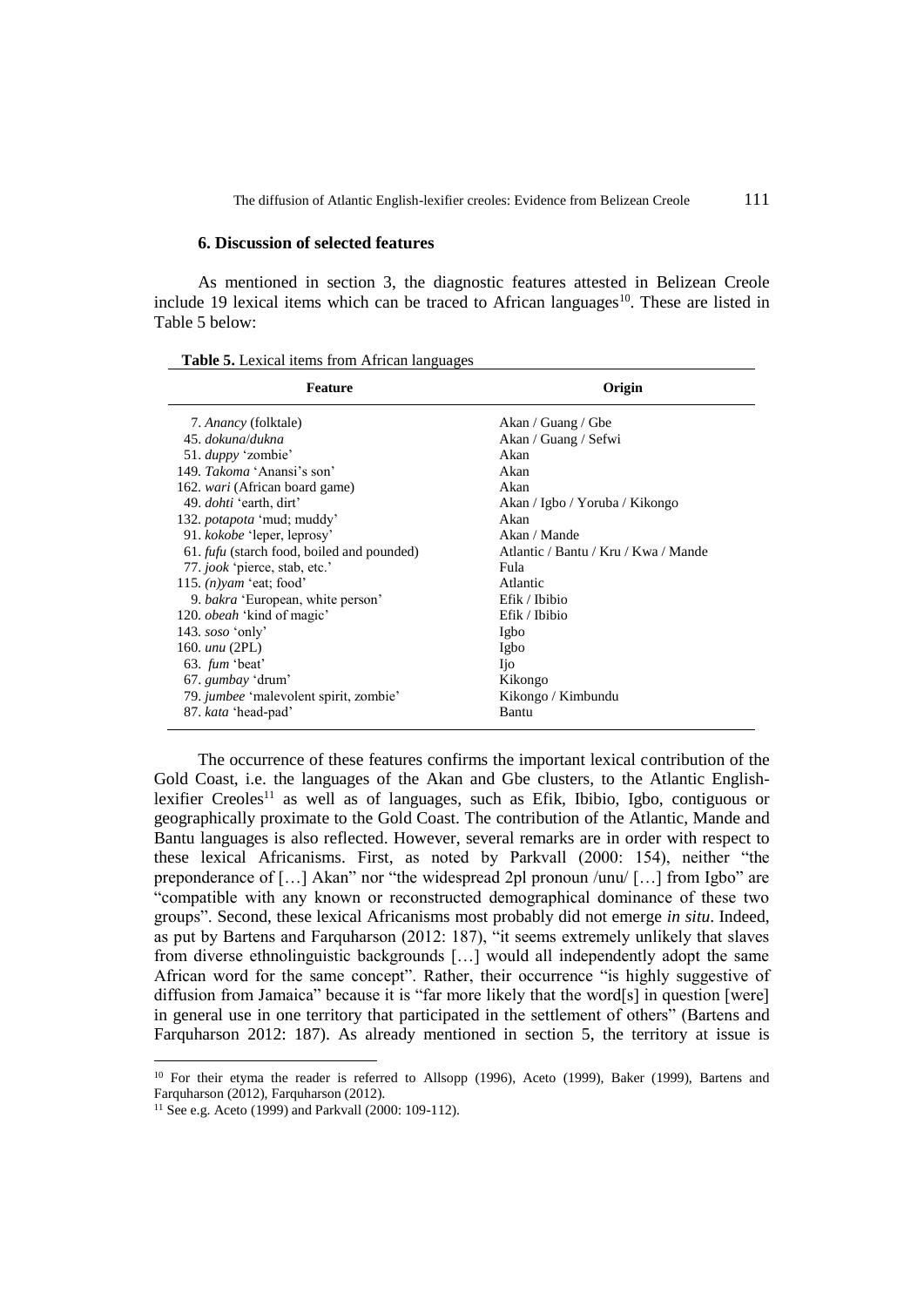## 6. Discussion of selected features

As mentioned in section 3, the diagnostic features attested in Belizean Creole include 19 lexical items which can be traced to African languages[10]. These are listed in Table 5 below:

**Table 5.** Lexical items from African languages

| Feature | Origin |
|---|---|
| 7. *Anancy* (folktale) | Akan / Guang / Gbe |
| 45. *dokuna*/*dukna* | Akan / Guang / Sefwi |
| 51. *duppy* 'zombie' | Akan |
| 149. *Takoma* 'Anansi's son' | Akan |
| 162. *wari* (African board game) | Akan |
| 49. *dohti* 'earth, dirt' | Akan / Igbo / Yoruba / Kikongo |
| 132. *potapota* 'mud; muddy' | Akan |
| 91. *kokobe* 'leper, leprosy' | Akan / Mande |
| 61. *fufu* (starch food, boiled and pounded) | Atlantic / Bantu / Kru / Kwa / Mande |
| 77. *jook* 'pierce, stab, etc.' | Fula |
| 115. *(n)yam* 'eat; food' | Atlantic |
| 9. *bakra* 'European, white person' | Efik / Ibibio |
| 120. *obeah* 'kind of magic' | Efik / Ibibio |
| 143. *soso* 'only' | Igbo |
| 160. *unu* (2PL) | Igbo |
| 63. *fum* 'beat' | Ijo |
| 67. *gumbay* 'drum' | Kikongo |
| 79. *jumbee* 'malevolent spirit, zombie' | Kikongo / Kimbundu |
| 87. *kata* 'head-pad' | Bantu |

The occurrence of these features confirms the important lexical contribution of the Gold Coast, i.e. the languages of the Akan and Gbe clusters, to the Atlantic English-lexifier Creoles[11] as well as of languages, such as Efik, Ibibio, Igbo, contiguous or geographically proximate to the Gold Coast. The contribution of the Atlantic, Mande and Bantu languages is also reflected. However, several remarks are in order with respect to these lexical Africanisms. First, as noted by Parkvall (2000: 154), neither "the preponderance of […] Akan" nor "the widespread 2pl pronoun /unu/ […] from Igbo" are "compatible with any known or reconstructed demographical dominance of these two groups". Second, these lexical Africanisms most probably did not emerge *in situ*. Indeed, as put by Bartens and Farquharson (2012: 187), "it seems extremely unlikely that slaves from diverse ethnolinguistic backgrounds […] would all independently adopt the same African word for the same concept". Rather, their occurrence "is highly suggestive of diffusion from Jamaica" because it is "far more likely that the word[s] in question [were] in general use in one territory that participated in the settlement of others" (Bartens and Farquharson 2012: 187). As already mentioned in section 5, the territory at issue is

---

[10] For their etyma the reader is referred to Allsopp (1996), Aceto (1999), Baker (1999), Bartens and Farquharson (2012), Farquharson (2012).

[11] See e.g. Aceto (1999) and Parkvall (2000: 109-112).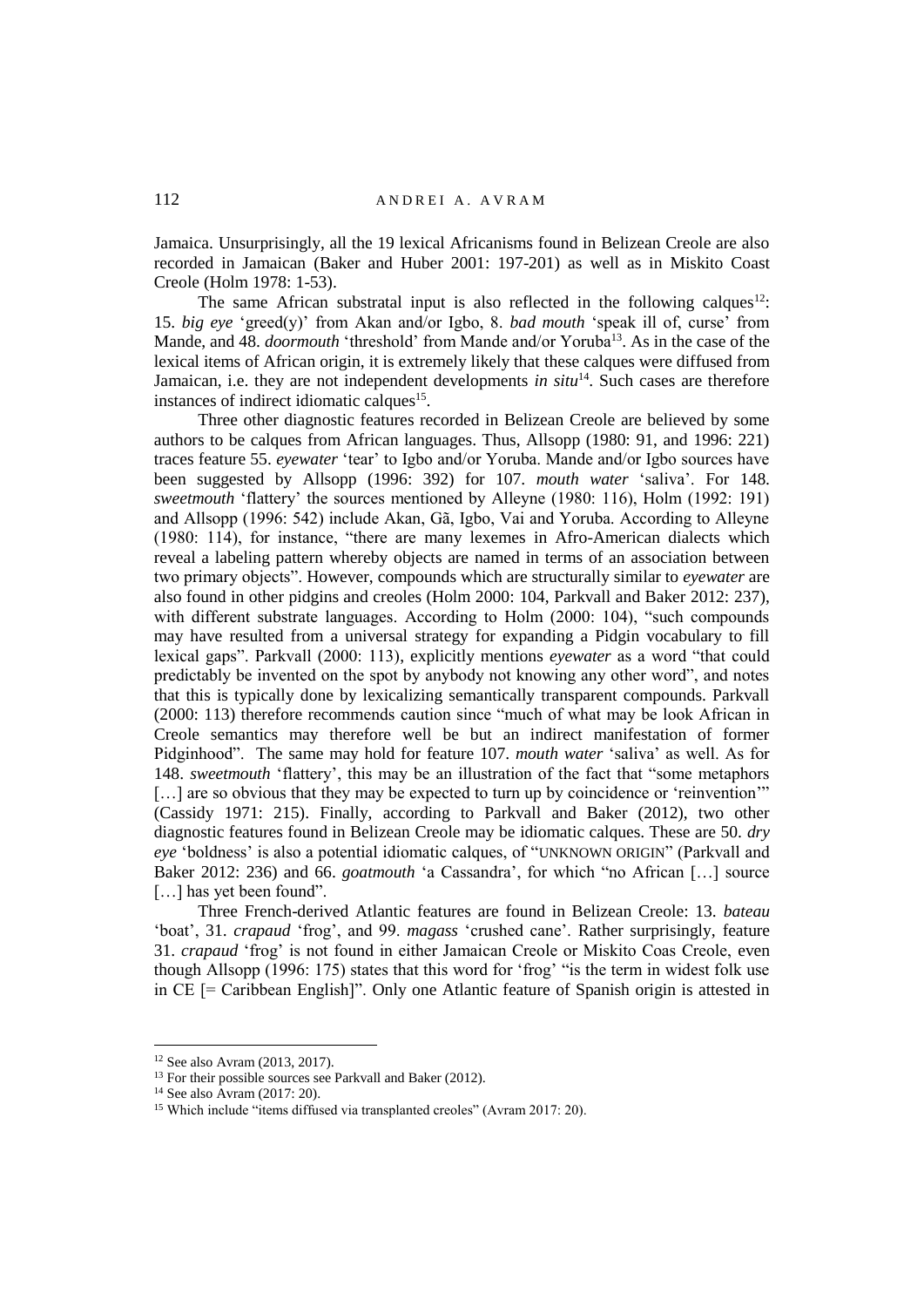Jamaica. Unsurprisingly, all the 19 lexical Africanisms found in Belizean Creole are also recorded in Jamaican (Baker and Huber 2001: 197-201) as well as in Miskito Coast Creole (Holm 1978: 1-53).

The same African substratal input is also reflected in the following calques[12]: 15. *big eye* 'greed(y)' from Akan and/or Igbo, 8. *bad mouth* 'speak ill of, curse' from Mande, and 48. *doormouth* 'threshold' from Mande and/or Yoruba[13]. As in the case of the lexical items of African origin, it is extremely likely that these calques were diffused from Jamaican, i.e. they are not independent developments *in situ*[14]. Such cases are therefore instances of indirect idiomatic calques[15].

Three other diagnostic features recorded in Belizean Creole are believed by some authors to be calques from African languages. Thus, Allsopp (1980: 91, and 1996: 221) traces feature 55. *eyewater* 'tear' to Igbo and/or Yoruba. Mande and/or Igbo sources have been suggested by Allsopp (1996: 392) for 107. *mouth water* 'saliva'. For 148. *sweetmouth* 'flattery' the sources mentioned by Alleyne (1980: 116), Holm (1992: 191) and Allsopp (1996: 542) include Akan, Gã, Igbo, Vai and Yoruba. According to Alleyne (1980: 114), for instance, "there are many lexemes in Afro-American dialects which reveal a labeling pattern whereby objects are named in terms of an association between two primary objects". However, compounds which are structurally similar to *eyewater* are also found in other pidgins and creoles (Holm 2000: 104, Parkvall and Baker 2012: 237), with different substrate languages. According to Holm (2000: 104), "such compounds may have resulted from a universal strategy for expanding a Pidgin vocabulary to fill lexical gaps". Parkvall (2000: 113), explicitly mentions *eyewater* as a word "that could predictably be invented on the spot by anybody not knowing any other word", and notes that this is typically done by lexicalizing semantically transparent compounds. Parkvall (2000: 113) therefore recommends caution since "much of what may be look African in Creole semantics may therefore well be but an indirect manifestation of former Pidginhood". The same may hold for feature 107. *mouth water* 'saliva' as well. As for 148. *sweetmouth* 'flattery', this may be an illustration of the fact that "some metaphors [...] are so obvious that they may be expected to turn up by coincidence or 'reinvention'" (Cassidy 1971: 215). Finally, according to Parkvall and Baker (2012), two other diagnostic features found in Belizean Creole may be idiomatic calques. These are 50. *dry eye* 'boldness' is also a potential idiomatic calques, of "UNKNOWN ORIGIN" (Parkvall and Baker 2012: 236) and 66. *goatmouth* 'a Cassandra', for which "no African [...] source [...] has yet been found".

Three French-derived Atlantic features are found in Belizean Creole: 13. *bateau* 'boat', 31. *crapaud* 'frog', and 99. *magass* 'crushed cane'. Rather surprisingly, feature 31. *crapaud* 'frog' is not found in either Jamaican Creole or Miskito Coas Creole, even though Allsopp (1996: 175) states that this word for 'frog' "is the term in widest folk use in CE [= Caribbean English]". Only one Atlantic feature of Spanish origin is attested in

---

[12] See also Avram (2013, 2017).

[13] For their possible sources see Parkvall and Baker (2012).

[14] See also Avram (2017: 20).

[15] Which include "items diffused via transplanted creoles" (Avram 2017: 20).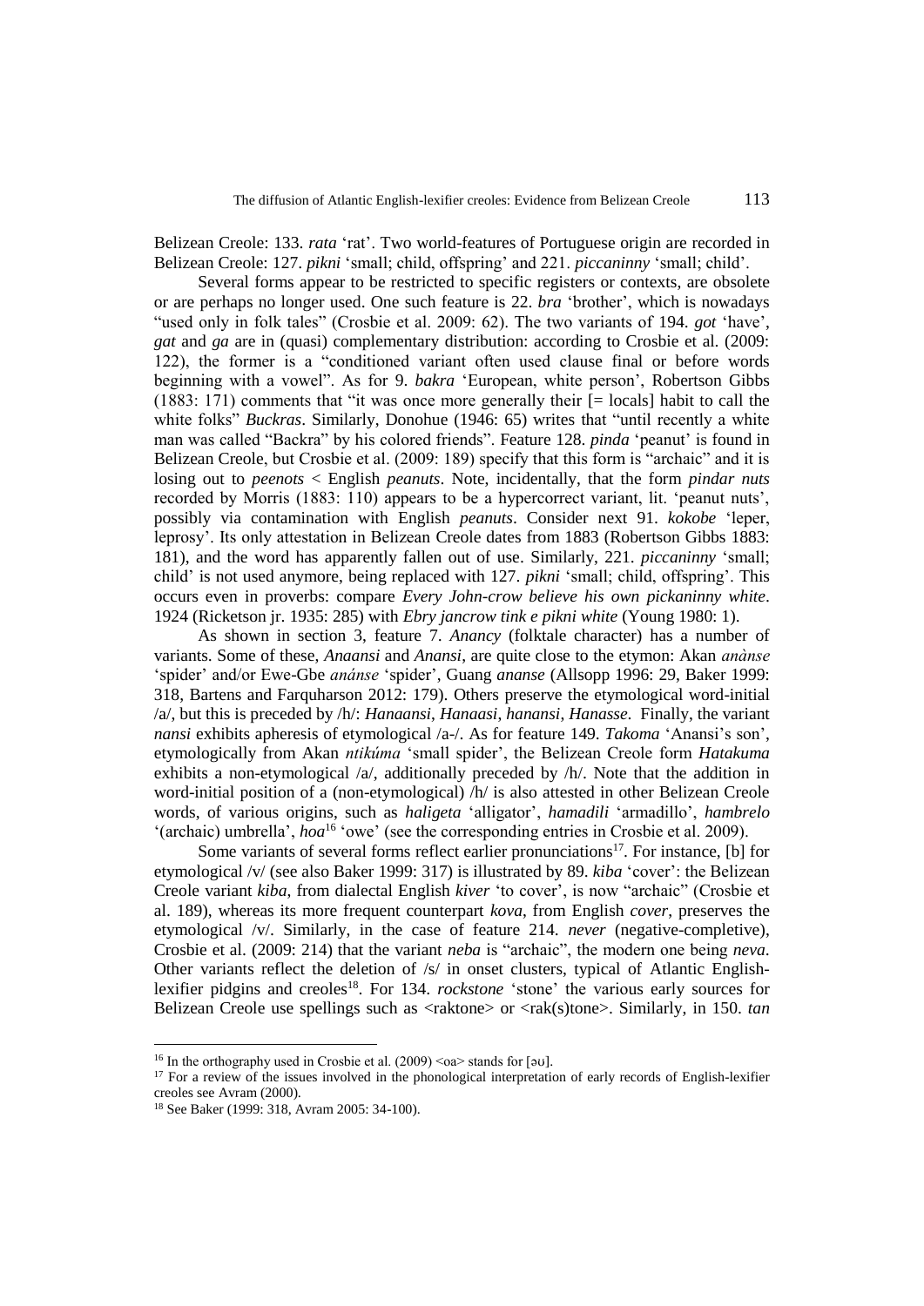Belizean Creole: 133. *rata* 'rat'. Two world-features of Portuguese origin are recorded in Belizean Creole: 127. *pikni* 'small; child, offspring' and 221. *piccaninny* 'small; child'.

Several forms appear to be restricted to specific registers or contexts, are obsolete or are perhaps no longer used. One such feature is 22. *bra* 'brother', which is nowadays "used only in folk tales" (Crosbie et al. 2009: 62). The two variants of 194. *got* 'have', *gat* and *ga* are in (quasi) complementary distribution: according to Crosbie et al. (2009: 122), the former is a "conditioned variant often used clause final or before words beginning with a vowel". As for 9. *bakra* 'European, white person', Robertson Gibbs (1883: 171) comments that "it was once more generally their [= locals] habit to call the white folks" *Buckras*. Similarly, Donohue (1946: 65) writes that "until recently a white man was called "Backra" by his colored friends". Feature 128. *pinda* 'peanut' is found in Belizean Creole, but Crosbie et al. (2009: 189) specify that this form is "archaic" and it is losing out to *peenots* < English *peanuts*. Note, incidentally, that the form *pindar nuts* recorded by Morris (1883: 110) appears to be a hypercorrect variant, lit. 'peanut nuts', possibly via contamination with English *peanuts*. Consider next 91. *kokobe* 'leper, leprosy'. Its only attestation in Belizean Creole dates from 1883 (Robertson Gibbs 1883: 181), and the word has apparently fallen out of use. Similarly, 221. *piccaninny* 'small; child' is not used anymore, being replaced with 127. *pikni* 'small; child, offspring'. This occurs even in proverbs: compare *Every John-crow believe his own pickaninny white*. 1924 (Ricketson jr. 1935: 285) with *Ebry jancrow tink e pikni white* (Young 1980: 1).

As shown in section 3, feature 7. *Anancy* (folktale character) has a number of variants. Some of these, *Anaansi* and *Anansi*, are quite close to the etymon: Akan *anànse* 'spider' and/or Ewe-Gbe *anánse* 'spider', Guang *ananse* (Allsopp 1996: 29, Baker 1999: 318, Bartens and Farquharson 2012: 179). Others preserve the etymological word-initial /a/, but this is preceded by /h/: *Hanaansi*, *Hanaasi*, *hanansi*, *Hanasse*. Finally, the variant *nansi* exhibits apheresis of etymological /a-/. As for feature 149. *Takoma* 'Anansi's son', etymologically from Akan *ntikúma* 'small spider', the Belizean Creole form *Hatakuma* exhibits a non-etymological /a/, additionally preceded by /h/. Note that the addition in word-initial position of a (non-etymological) /h/ is also attested in other Belizean Creole words, of various origins, such as *haligeta* 'alligator', *hamadili* 'armadillo', *hambrelo* '(archaic) umbrella', *hoa*[16] 'owe' (see the corresponding entries in Crosbie et al. 2009).

Some variants of several forms reflect earlier pronunciations[17]. For instance, [b] for etymological /v/ (see also Baker 1999: 317) is illustrated by 89. *kiba* 'cover': the Belizean Creole variant *kiba*, from dialectal English *kiver* 'to cover', is now "archaic" (Crosbie et al. 189), whereas its more frequent counterpart *kova*, from English *cover*, preserves the etymological /v/. Similarly, in the case of feature 214. *never* (negative-completive), Crosbie et al. (2009: 214) that the variant *neba* is "archaic", the modern one being *neva*. Other variants reflect the deletion of /s/ in onset clusters, typical of Atlantic English-lexifier pidgins and creoles[18]. For 134. *rockstone* 'stone' the various early sources for Belizean Creole use spellings such as <raktone> or <rak(s)tone>. Similarly, in 150. *tan*

---

[16] In the orthography used in Crosbie et al. (2009) <oa> stands for [əʊ].

[17] For a review of the issues involved in the phonological interpretation of early records of English-lexifier creoles see Avram (2000).

[18] See Baker (1999: 318, Avram 2005: 34-100).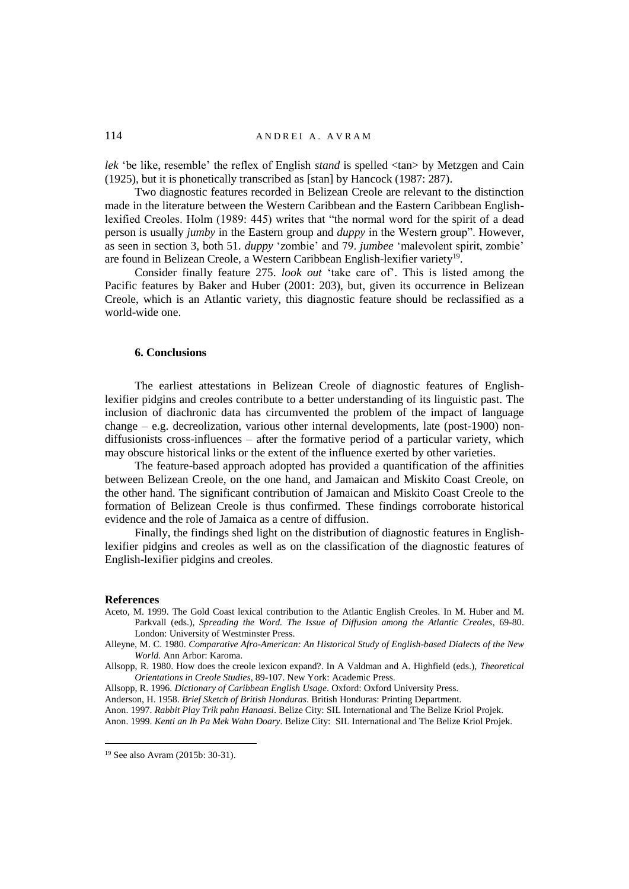*lek* 'be like, resemble' the reflex of English *stand* is spelled <tan> by Metzgen and Cain (1925), but it is phonetically transcribed as [stan] by Hancock (1987: 287).

Two diagnostic features recorded in Belizean Creole are relevant to the distinction made in the literature between the Western Caribbean and the Eastern Caribbean English-lexified Creoles. Holm (1989: 445) writes that "the normal word for the spirit of a dead person is usually *jumby* in the Eastern group and *duppy* in the Western group". However, as seen in section 3, both 51. *duppy* 'zombie' and 79. *jumbee* 'malevolent spirit, zombie' are found in Belizean Creole, a Western Caribbean English-lexifier variety[19].

Consider finally feature 275. *look out* 'take care of'. This is listed among the Pacific features by Baker and Huber (2001: 203), but, given its occurrence in Belizean Creole, which is an Atlantic variety, this diagnostic feature should be reclassified as a world-wide one.

## 6. Conclusions

The earliest attestations in Belizean Creole of diagnostic features of English-lexifier pidgins and creoles contribute to a better understanding of its linguistic past. The inclusion of diachronic data has circumvented the problem of the impact of language change – e.g. decreolization, various other internal developments, late (post-1900) non-diffusionists cross-influences – after the formative period of a particular variety, which may obscure historical links or the extent of the influence exerted by other varieties.

The feature-based approach adopted has provided a quantification of the affinities between Belizean Creole, on the one hand, and Jamaican and Miskito Coast Creole, on the other hand. The significant contribution of Jamaican and Miskito Coast Creole to the formation of Belizean Creole is thus confirmed. These findings corroborate historical evidence and the role of Jamaica as a centre of diffusion.

Finally, the findings shed light on the distribution of diagnostic features in English-lexifier pidgins and creoles as well as on the classification of the diagnostic features of English-lexifier pidgins and creoles.

## References

Aceto, M. 1999. The Gold Coast lexical contribution to the Atlantic English Creoles. In M. Huber and M. Parkvall (eds.), *Spreading the Word. The Issue of Diffusion among the Atlantic Creoles*, 69-80. London: University of Westminster Press.

Alleyne, M. C. 1980. *Comparative Afro-American: An Historical Study of English-based Dialects of the New World.* Ann Arbor: Karoma.

Allsopp, R. 1980. How does the creole lexicon expand?. In A Valdman and A. Highfield (eds.), *Theoretical Orientations in Creole Studies*, 89-107. New York: Academic Press.

Allsopp, R. 1996. *Dictionary of Caribbean English Usage*. Oxford: Oxford University Press.

Anderson, H. 1958. *Brief Sketch of British Honduras*. British Honduras: Printing Department.

Anon. 1997. *Rabbit Play Trik pahn Hanaasi*. Belize City: SIL International and The Belize Kriol Projek.

Anon. 1999. *Kenti an Ih Pa Mek Wahn Doary*. Belize City: SIL International and The Belize Kriol Projek.

[19] See also Avram (2015b: 30-31).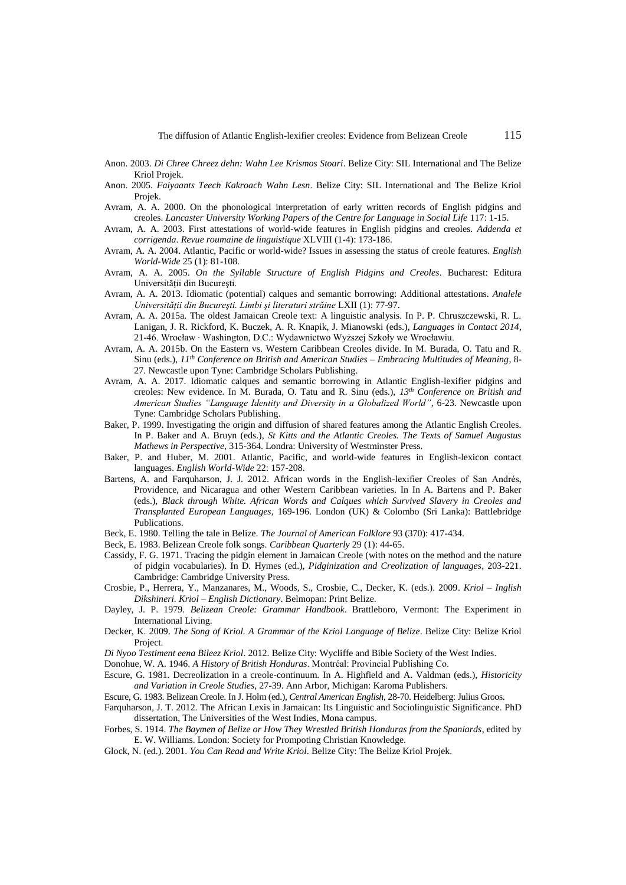Anon. 2003. *Di Chree Chreez dehn: Wahn Lee Krismos Stoari*. Belize City: SIL International and The Belize Kriol Projek.

Anon. 2005. *Faiyaants Teech Kakroach Wahn Lesn*. Belize City: SIL International and The Belize Kriol Projek.

Avram, A. A. 2000. On the phonological interpretation of early written records of English pidgins and creoles. *Lancaster University Working Papers of the Centre for Language in Social Life* 117: 1-15.

Avram, A. A. 2003. First attestations of world-wide features in English pidgins and creoles. *Addenda et corrigenda*. *Revue roumaine de linguistique* XLVIII (1-4): 173-186.

Avram, A. A. 2004. Atlantic, Pacific or world-wide? Issues in assessing the status of creole features. *English World-Wide* 25 (1): 81-108.

Avram, A. A. 2005. *On the Syllable Structure of English Pidgins and Creoles*. Bucharest: Editura Universităţii din Bucureşti.

Avram, A. A. 2013. Idiomatic (potential) calques and semantic borrowing: Additional attestations. *Analele Universităţii din Bucureşti. Limbi şi literaturi străine* LXII (1): 77-97.

Avram, A. A. 2015a. The oldest Jamaican Creole text: A linguistic analysis. In P. P. Chruszczewski, R. L. Lanigan, J. R. Rickford, K. Buczek, A. R. Knapik, J. Mianowski (eds.), *Languages in Contact 2014*, 21-46. Wrocław · Washington, D.C.: Wydawnictwo Wyższej Szkoły we Wrocławiu.

Avram, A. A. 2015b. On the Eastern vs. Western Caribbean Creoles divide. In M. Burada, O. Tatu and R. Sinu (eds.), *11th Conference on British and American Studies – Embracing Multitudes of Meaning*, 8-27. Newcastle upon Tyne: Cambridge Scholars Publishing.

Avram, A. A. 2017. Idiomatic calques and semantic borrowing in Atlantic English-lexifier pidgins and creoles: New evidence. In M. Burada, O. Tatu and R. Sinu (eds.), *13th Conference on British and American Studies "Language Identity and Diversity in a Globalized World"*, 6-23. Newcastle upon Tyne: Cambridge Scholars Publishing.

Baker, P. 1999. Investigating the origin and diffusion of shared features among the Atlantic English Creoles. In P. Baker and A. Bruyn (eds.), *St Kitts and the Atlantic Creoles. The Texts of Samuel Augustus Mathews in Perspective*, 315-364. Londra: University of Westminster Press.

Baker, P. and Huber, M. 2001. Atlantic, Pacific, and world-wide features in English-lexicon contact languages. *English World-Wide* 22: 157-208.

Bartens, A. and Farquharson, J. J. 2012. African words in the English-lexifier Creoles of San Andrés, Providence, and Nicaragua and other Western Caribbean varieties. In In A. Bartens and P. Baker (eds.), *Black through White. African Words and Calques which Survived Slavery in Creoles and Transplanted European Languages*, 169-196. London (UK) & Colombo (Sri Lanka): Battlebridge Publications.

Beck, E. 1980. Telling the tale in Belize. *The Journal of American Folklore* 93 (370): 417-434.

Beck, E. 1983. Belizean Creole folk songs. *Caribbean Quarterly* 29 (1): 44-65.

Cassidy, F. G. 1971. Tracing the pidgin element in Jamaican Creole (with notes on the method and the nature of pidgin vocabularies). In D. Hymes (ed.), *Pidginization and Creolization of languages*, 203-221. Cambridge: Cambridge University Press.

Crosbie, P., Herrera, Y., Manzanares, M., Woods, S., Crosbie, C., Decker, K. (eds.). 2009. *Kriol – Inglish Dikshineri. Kriol – English Dictionary*. Belmopan: Print Belize.

Dayley, J. P. 1979. *Belizean Creole: Grammar Handbook*. Brattleboro, Vermont: The Experiment in International Living.

Decker, K. 2009. *The Song of Kriol. A Grammar of the Kriol Language of Belize*. Belize City: Belize Kriol Project.

*Di Nyoo Testiment eena Bileez Kriol*. 2012. Belize City: Wycliffe and Bible Society of the West Indies.

Donohue, W. A. 1946. *A History of British Honduras*. Montréal: Provincial Publishing Co.

Escure, G. 1981. Decreolization in a creole-continuum. In A. Highfield and A. Valdman (eds.), *Historicity and Variation in Creole Studies*, 27-39. Ann Arbor, Michigan: Karoma Publishers.

Escure, G. 1983. Belizean Creole. In J. Holm (ed.), *Central American English*, 28-70. Heidelberg: Julius Groos.

Farquharson, J. T. 2012. The African Lexis in Jamaican: Its Linguistic and Sociolinguistic Significance. PhD dissertation, The Universities of the West Indies, Mona campus.

Forbes, S. 1914. *The Baymen of Belize or How They Wrestled British Honduras from the Spaniards*, edited by E. W. Williams. London: Society for Prompoting Christian Knowledge.

Glock, N. (ed.). 2001. *You Can Read and Write Kriol*. Belize City: The Belize Kriol Projek.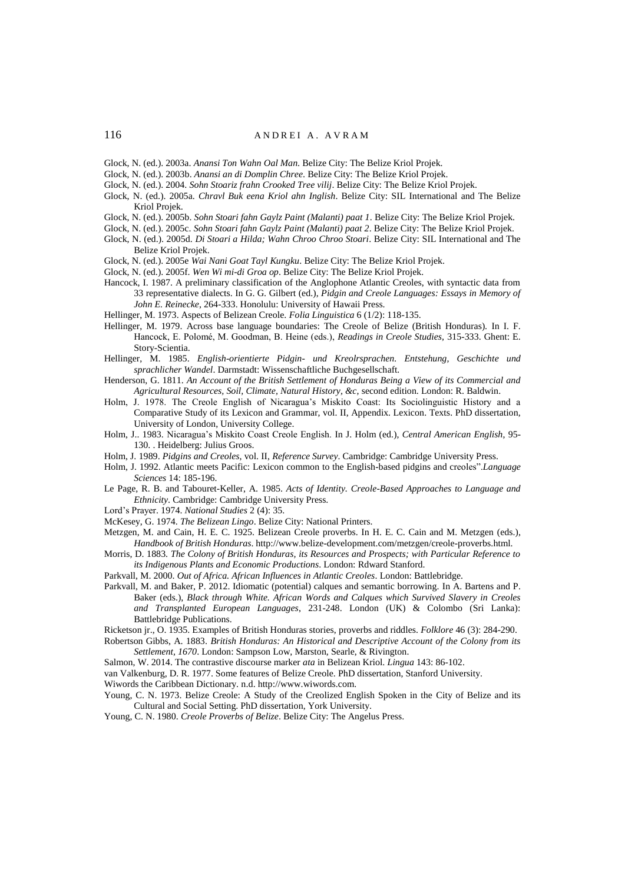Glock, N. (ed.). 2003a. *Anansi Ton Wahn Oal Man*. Belize City: The Belize Kriol Projek.

Glock, N. (ed.). 2003b. *Anansi an di Domplin Chree*. Belize City: The Belize Kriol Projek.

Glock, N. (ed.). 2004. *Sohn Stoariz frahn Crooked Tree vilij*. Belize City: The Belize Kriol Projek.

Glock, N. (ed.). 2005a. *Chravl Buk eena Kriol ahn Inglish*. Belize City: SIL International and The Belize Kriol Projek.

Glock, N. (ed.). 2005b. *Sohn Stoari fahn Gaylz Paint (Malanti) paat 1*. Belize City: The Belize Kriol Projek.

Glock, N. (ed.). 2005c. *Sohn Stoari fahn Gaylz Paint (Malanti) paat 2*. Belize City: The Belize Kriol Projek.

Glock, N. (ed.). 2005d. *Di Stoari a Hilda; Wahn Chroo Chroo Stoari*. Belize City: SIL International and The Belize Kriol Projek.

Glock, N. (ed.). 2005e *Wai Nani Goat Tayl Kungku*. Belize City: The Belize Kriol Projek.

Glock, N. (ed.). 2005f. *Wen Wi mi-di Groa op*. Belize City: The Belize Kriol Projek.

Hancock, I. 1987. A preliminary classification of the Anglophone Atlantic Creoles, with syntactic data from 33 representative dialects. In G. G. Gilbert (ed.), *Pidgin and Creole Languages: Essays in Memory of John E. Reinecke*, 264-333. Honolulu: University of Hawaii Press.

Hellinger, M. 1973. Aspects of Belizean Creole. *Folia Linguistica* 6 (1/2): 118-135.

Hellinger, M. 1979. Across base language boundaries: The Creole of Belize (British Honduras). In I. F. Hancock, E. Polomé, M. Goodman, B. Heine (eds.), *Readings in Creole Studies*, 315-333. Ghent: E. Story-Scientia.

Hellinger, M. 1985. *English-orientierte Pidgin- und Kreolrsprachen. Entstehung, Geschichte und sprachlicher Wandel*. Darmstadt: Wissenschaftliche Buchgesellschaft.

Henderson, G. 1811. *An Account of the British Settlement of Honduras Being a View of its Commercial and Agricultural Resources, Soil, Climate, Natural History, &c*, second edition. London: R. Baldwin.

Holm, J. 1978. The Creole English of Nicaragua's Miskito Coast: Its Sociolinguistic History and a Comparative Study of its Lexicon and Grammar, vol. II, Appendix. Lexicon. Texts. PhD dissertation, University of London, University College.

Holm, J.. 1983. Nicaragua's Miskito Coast Creole English. In J. Holm (ed.), *Central American English*, 95-130. . Heidelberg: Julius Groos.

Holm, J. 1989. *Pidgins and Creoles*, vol. II, *Reference Survey*. Cambridge: Cambridge University Press.

Holm, J. 1992. Atlantic meets Pacific: Lexicon common to the English-based pidgins and creoles".*Language Sciences* 14: 185-196.

Le Page, R. B. and Tabouret-Keller, A. 1985. *Acts of Identity. Creole-Based Approaches to Language and Ethnicity*. Cambridge: Cambridge University Press.

Lord's Prayer. 1974. *National Studies* 2 (4): 35.

McKesey, G. 1974. *The Belizean Lingo*. Belize City: National Printers.

Metzgen, M. and Cain, H. E. C. 1925. Belizean Creole proverbs. In H. E. C. Cain and M. Metzgen (eds.), *Handbook of British Honduras*. http://www.belize-development.com/metzgen/creole-proverbs.html.

Morris, D. 1883. *The Colony of British Honduras, its Resources and Prospects; with Particular Reference to its Indigenous Plants and Economic Productions*. London: Rdward Stanford.

Parkvall, M. 2000. *Out of Africa. African Influences in Atlantic Creoles*. London: Battlebridge.

Parkvall, M. and Baker, P. 2012. Idiomatic (potential) calques and semantic borrowing. In A. Bartens and P. Baker (eds.), *Black through White. African Words and Calques which Survived Slavery in Creoles and Transplanted European Languages*, 231-248. London (UK) & Colombo (Sri Lanka): Battlebridge Publications.

Ricketson jr., O. 1935. Examples of British Honduras stories, proverbs and riddles. *Folklore* 46 (3): 284-290.

Robertson Gibbs, A. 1883. *British Honduras: An Historical and Descriptive Account of the Colony from its Settlement, 1670*. London: Sampson Low, Marston, Searle, & Rivington.

Salmon, W. 2014. The contrastive discourse marker *ata* in Belizean Kriol. *Lingua* 143: 86-102.

van Valkenburg, D. R. 1977. Some features of Belize Creole. PhD dissertation, Stanford University.

Wiwords the Caribbean Dictionary. n.d. http://www.wiwords.com.

Young, C. N. 1973. Belize Creole: A Study of the Creolized English Spoken in the City of Belize and its Cultural and Social Setting. PhD dissertation, York University.

Young, C. N. 1980. *Creole Proverbs of Belize*. Belize City: The Angelus Press.